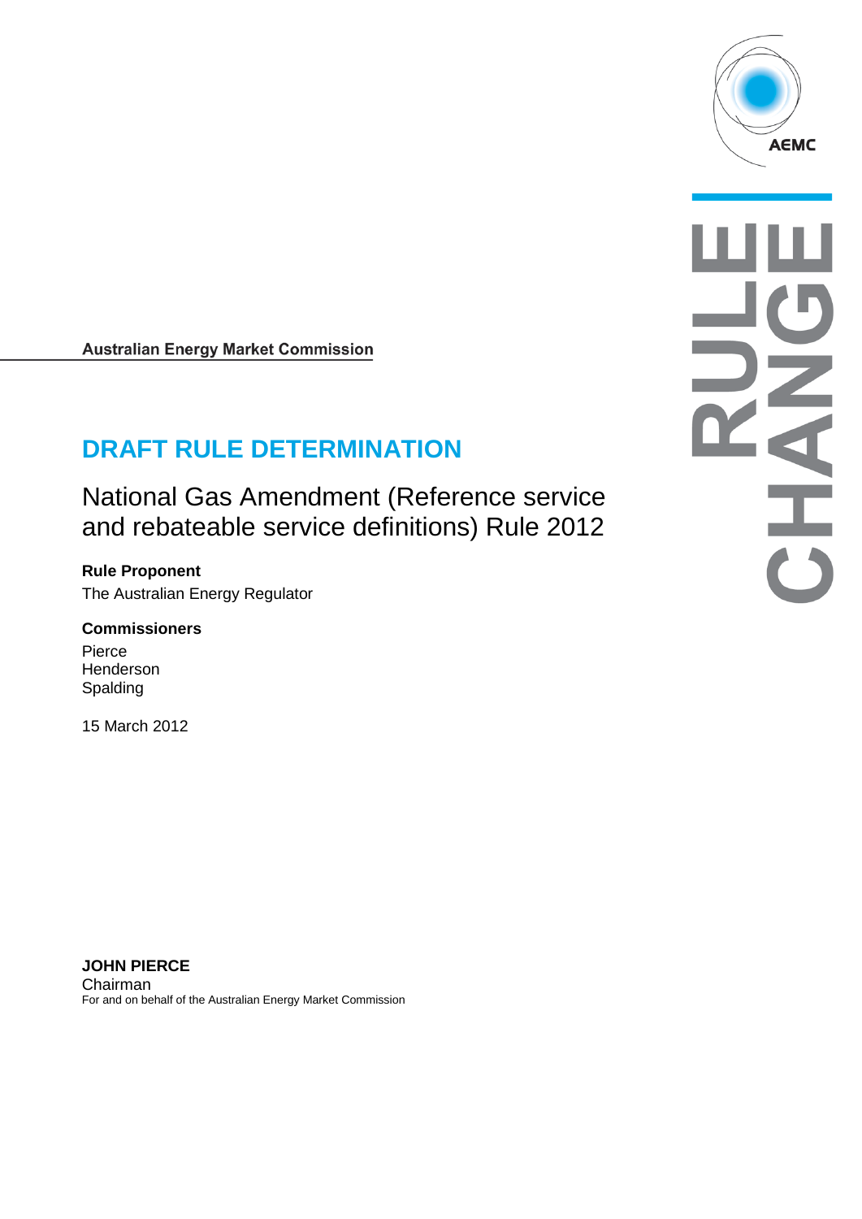Australian Energy Market Commission

# DRAFT RULE DETERMINATION

## National Gas Amendment (Reference service and rebateable service definitions) Rule 2012

**Rule Proponent**

The Australian Energy Regulator

**Commissioners**

Pierce
Henderson
Spalding

15 March 2012

**JOHN PIERCE**
Chairman
For and on behalf of the Australian Energy Market Commission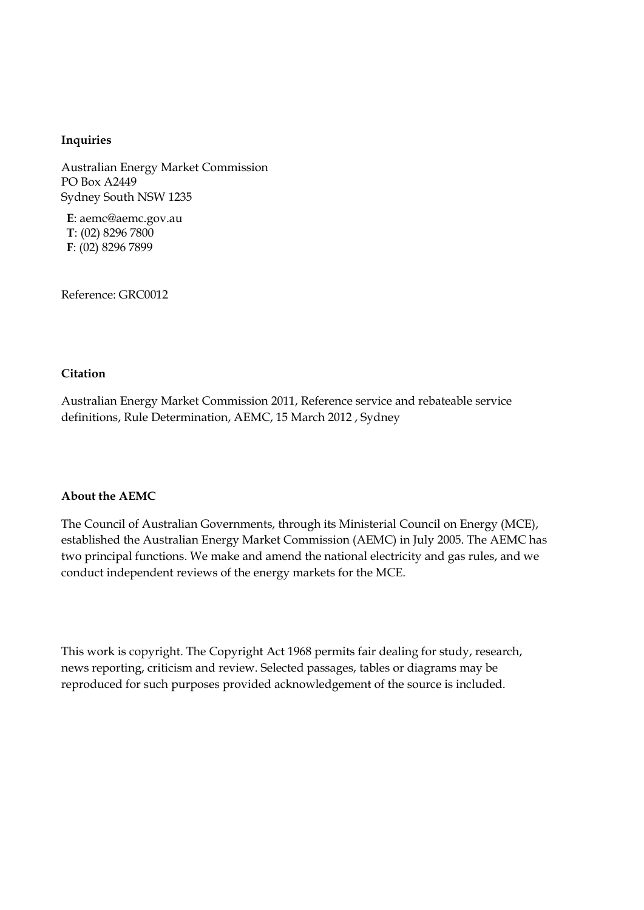**Inquiries**

Australian Energy Market Commission
PO Box A2449
Sydney South NSW 1235

**E**: aemc@aemc.gov.au
**T**: (02) 8296 7800
**F**: (02) 8296 7899

Reference: GRC0012

**Citation**

Australian Energy Market Commission 2011, Reference service and rebateable service definitions, Rule Determination, AEMC, 15 March 2012 , Sydney

**About the AEMC**

The Council of Australian Governments, through its Ministerial Council on Energy (MCE), established the Australian Energy Market Commission (AEMC) in July 2005. The AEMC has two principal functions. We make and amend the national electricity and gas rules, and we conduct independent reviews of the energy markets for the MCE.

This work is copyright. The Copyright Act 1968 permits fair dealing for study, research, news reporting, criticism and review. Selected passages, tables or diagrams may be reproduced for such purposes provided acknowledgement of the source is included.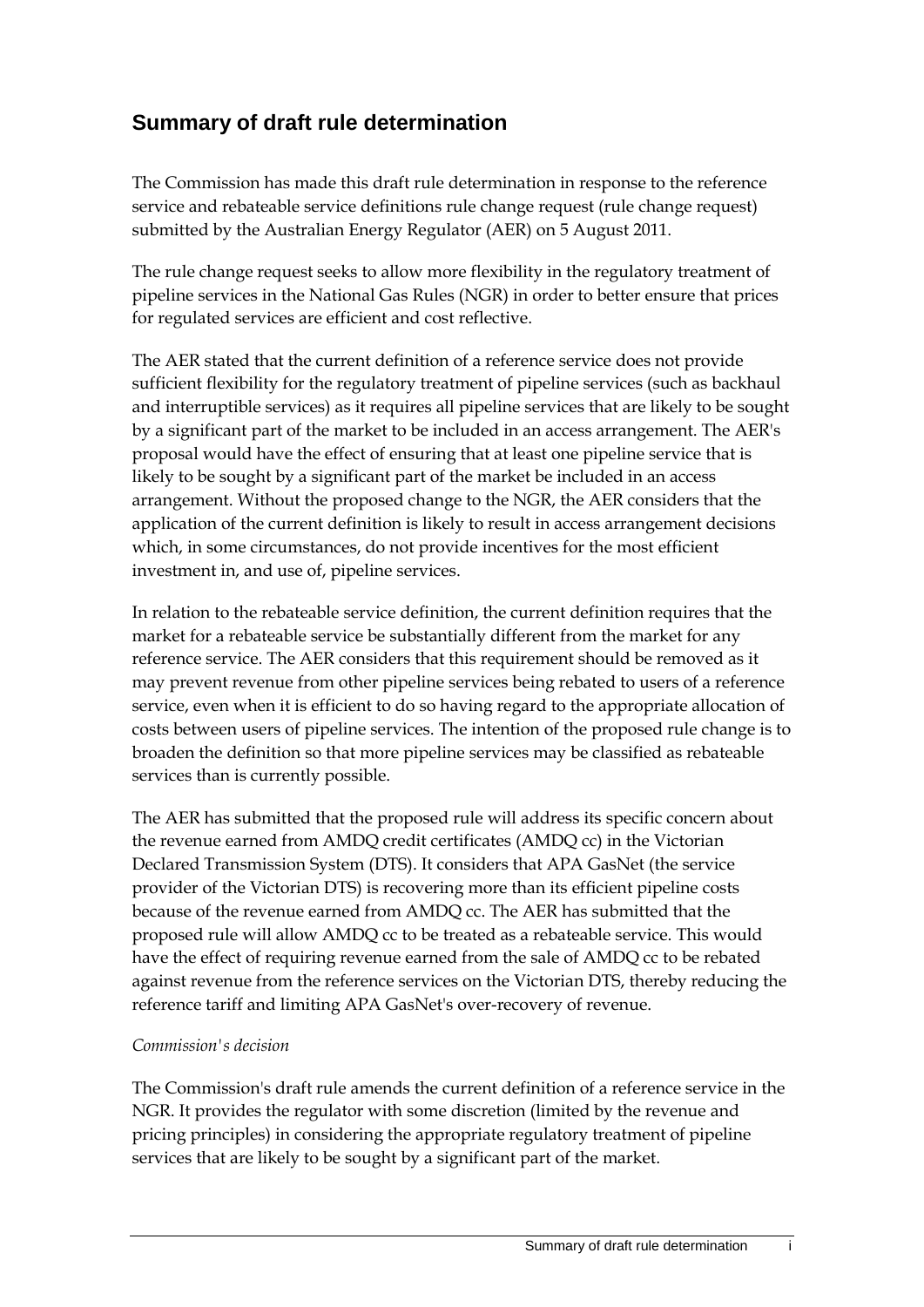## Summary of draft rule determination

The Commission has made this draft rule determination in response to the reference service and rebateable service definitions rule change request (rule change request) submitted by the Australian Energy Regulator (AER) on 5 August 2011.

The rule change request seeks to allow more flexibility in the regulatory treatment of pipeline services in the National Gas Rules (NGR) in order to better ensure that prices for regulated services are efficient and cost reflective.

The AER stated that the current definition of a reference service does not provide sufficient flexibility for the regulatory treatment of pipeline services (such as backhaul and interruptible services) as it requires all pipeline services that are likely to be sought by a significant part of the market to be included in an access arrangement. The AER's proposal would have the effect of ensuring that at least one pipeline service that is likely to be sought by a significant part of the market be included in an access arrangement. Without the proposed change to the NGR, the AER considers that the application of the current definition is likely to result in access arrangement decisions which, in some circumstances, do not provide incentives for the most efficient investment in, and use of, pipeline services.

In relation to the rebateable service definition, the current definition requires that the market for a rebateable service be substantially different from the market for any reference service. The AER considers that this requirement should be removed as it may prevent revenue from other pipeline services being rebated to users of a reference service, even when it is efficient to do so having regard to the appropriate allocation of costs between users of pipeline services. The intention of the proposed rule change is to broaden the definition so that more pipeline services may be classified as rebateable services than is currently possible.

The AER has submitted that the proposed rule will address its specific concern about the revenue earned from AMDQ credit certificates (AMDQ cc) in the Victorian Declared Transmission System (DTS). It considers that APA GasNet (the service provider of the Victorian DTS) is recovering more than its efficient pipeline costs because of the revenue earned from AMDQ cc. The AER has submitted that the proposed rule will allow AMDQ cc to be treated as a rebateable service. This would have the effect of requiring revenue earned from the sale of AMDQ cc to be rebated against revenue from the reference services on the Victorian DTS, thereby reducing the reference tariff and limiting APA GasNet's over-recovery of revenue.

*Commission's decision*

The Commission's draft rule amends the current definition of a reference service in the NGR. It provides the regulator with some discretion (limited by the revenue and pricing principles) in considering the appropriate regulatory treatment of pipeline services that are likely to be sought by a significant part of the market.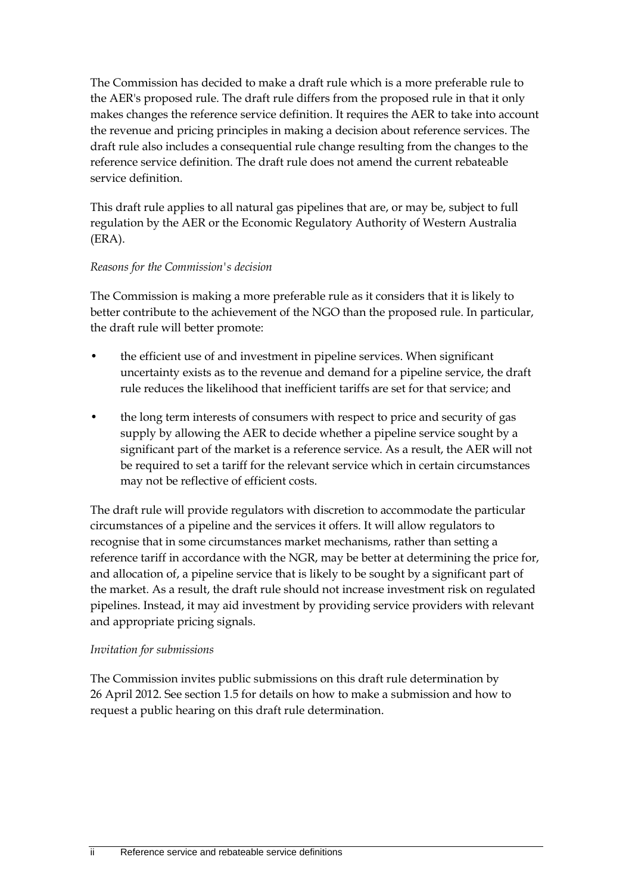The Commission has decided to make a draft rule which is a more preferable rule to the AER's proposed rule. The draft rule differs from the proposed rule in that it only makes changes the reference service definition. It requires the AER to take into account the revenue and pricing principles in making a decision about reference services. The draft rule also includes a consequential rule change resulting from the changes to the reference service definition. The draft rule does not amend the current rebateable service definition.

This draft rule applies to all natural gas pipelines that are, or may be, subject to full regulation by the AER or the Economic Regulatory Authority of Western Australia (ERA).

*Reasons for the Commission's decision*

The Commission is making a more preferable rule as it considers that it is likely to better contribute to the achievement of the NGO than the proposed rule. In particular, the draft rule will better promote:

- the efficient use of and investment in pipeline services. When significant uncertainty exists as to the revenue and demand for a pipeline service, the draft rule reduces the likelihood that inefficient tariffs are set for that service; and
- the long term interests of consumers with respect to price and security of gas supply by allowing the AER to decide whether a pipeline service sought by a significant part of the market is a reference service. As a result, the AER will not be required to set a tariff for the relevant service which in certain circumstances may not be reflective of efficient costs.

The draft rule will provide regulators with discretion to accommodate the particular circumstances of a pipeline and the services it offers. It will allow regulators to recognise that in some circumstances market mechanisms, rather than setting a reference tariff in accordance with the NGR, may be better at determining the price for, and allocation of, a pipeline service that is likely to be sought by a significant part of the market. As a result, the draft rule should not increase investment risk on regulated pipelines. Instead, it may aid investment by providing service providers with relevant and appropriate pricing signals.

*Invitation for submissions*

The Commission invites public submissions on this draft rule determination by 26 April 2012. See section 1.5 for details on how to make a submission and how to request a public hearing on this draft rule determination.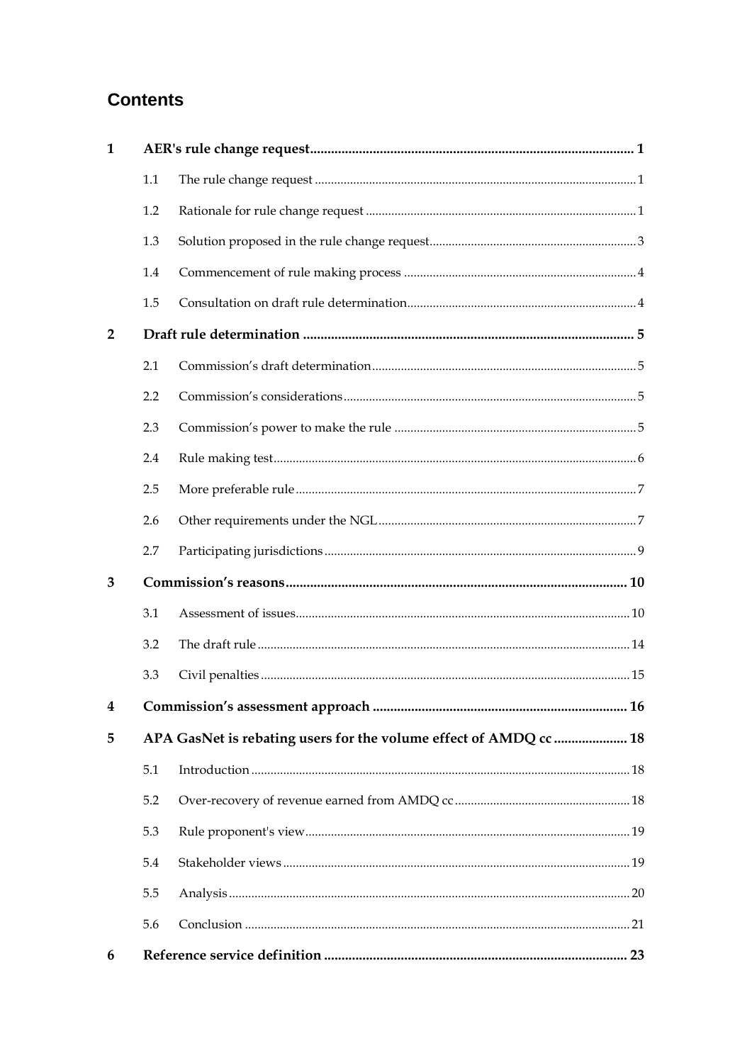## Contents

| | | | |
|---|---|---|---|
| **1** | **AER's rule change request** | | **1** |
| | 1.1 | The rule change request | 1 |
| | 1.2 | Rationale for rule change request | 1 |
| | 1.3 | Solution proposed in the rule change request | 3 |
| | 1.4 | Commencement of rule making process | 4 |
| | 1.5 | Consultation on draft rule determination | 4 |
| **2** | **Draft rule determination** | | **5** |
| | 2.1 | Commission's draft determination | 5 |
| | 2.2 | Commission's considerations | 5 |
| | 2.3 | Commission's power to make the rule | 5 |
| | 2.4 | Rule making test | 6 |
| | 2.5 | More preferable rule | 7 |
| | 2.6 | Other requirements under the NGL | 7 |
| | 2.7 | Participating jurisdictions | 9 |
| **3** | **Commission's reasons** | | **10** |
| | 3.1 | Assessment of issues | 10 |
| | 3.2 | The draft rule | 14 |
| | 3.3 | Civil penalties | 15 |
| **4** | **Commission's assessment approach** | | **16** |
| **5** | **APA GasNet is rebating users for the volume effect of AMDQ cc** | | **18** |
| | 5.1 | Introduction | 18 |
| | 5.2 | Over-recovery of revenue earned from AMDQ cc | 18 |
| | 5.3 | Rule proponent's view | 19 |
| | 5.4 | Stakeholder views | 19 |
| | 5.5 | Analysis | 20 |
| | 5.6 | Conclusion | 21 |
| **6** | **Reference service definition** | | **23** |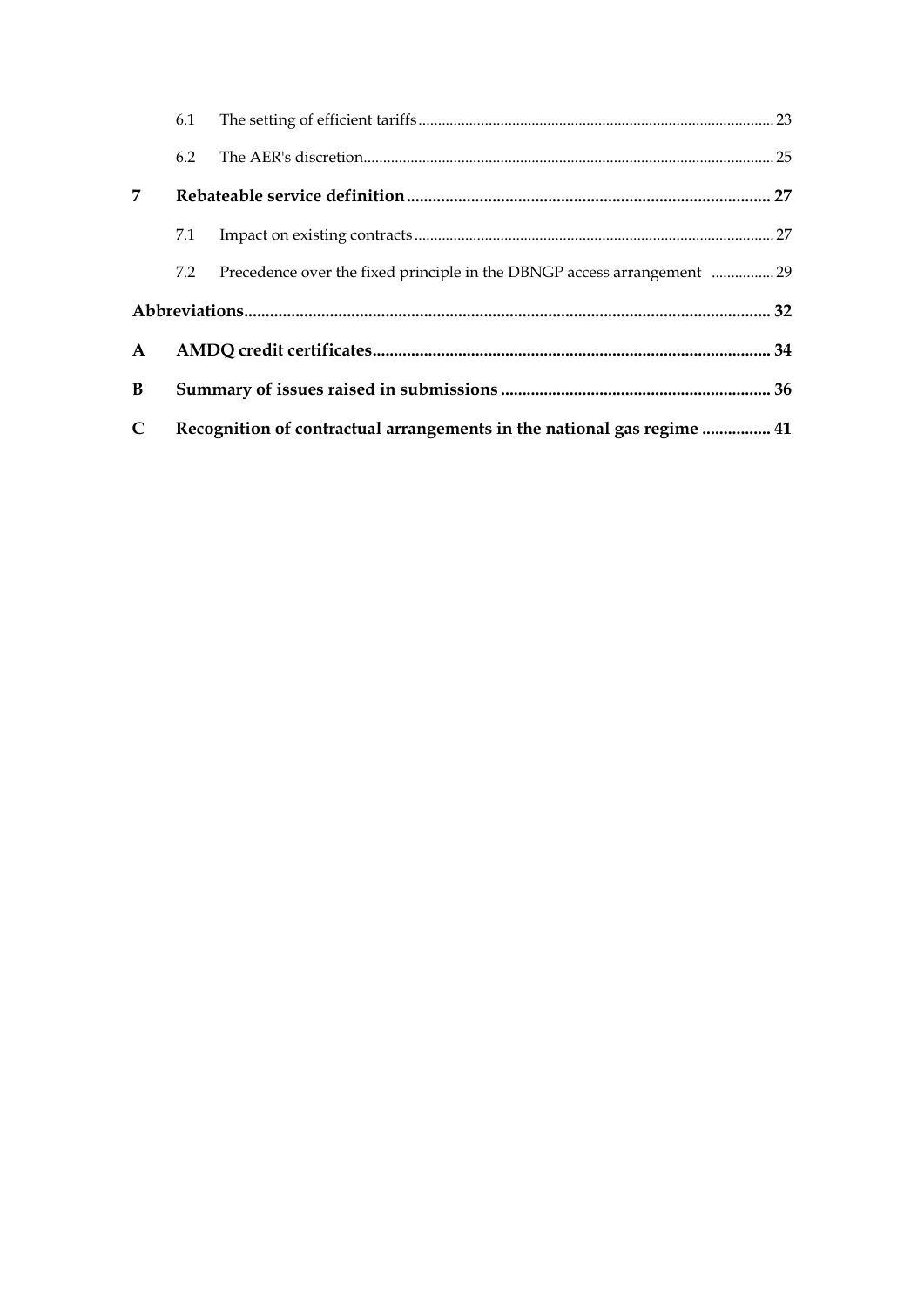| | | |
|---|---|---|
| 6.1 | The setting of efficient tariffs | 23 |
| 6.2 | The AER's discretion | 25 |
| **7** | **Rebateable service definition** | **27** |
| 7.1 | Impact on existing contracts | 27 |
| 7.2 | Precedence over the fixed principle in the DBNGP access arrangement | 29 |
| **Abbreviations** | | **32** |
| **A** | **AMDQ credit certificates** | **34** |
| **B** | **Summary of issues raised in submissions** | **36** |
| **C** | **Recognition of contractual arrangements in the national gas regime** | **41** |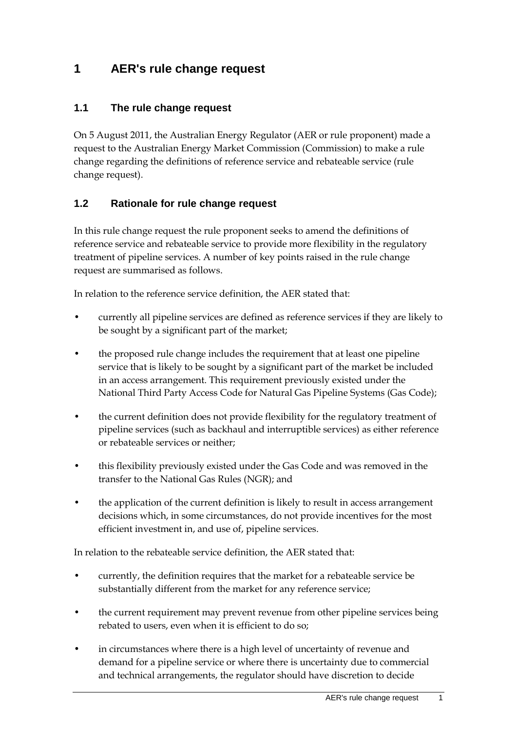# 1 AER's rule change request

## 1.1 The rule change request

On 5 August 2011, the Australian Energy Regulator (AER or rule proponent) made a request to the Australian Energy Market Commission (Commission) to make a rule change regarding the definitions of reference service and rebateable service (rule change request).

## 1.2 Rationale for rule change request

In this rule change request the rule proponent seeks to amend the definitions of reference service and rebateable service to provide more flexibility in the regulatory treatment of pipeline services. A number of key points raised in the rule change request are summarised as follows.

In relation to the reference service definition, the AER stated that:

- currently all pipeline services are defined as reference services if they are likely to be sought by a significant part of the market;
- the proposed rule change includes the requirement that at least one pipeline service that is likely to be sought by a significant part of the market be included in an access arrangement. This requirement previously existed under the National Third Party Access Code for Natural Gas Pipeline Systems (Gas Code);
- the current definition does not provide flexibility for the regulatory treatment of pipeline services (such as backhaul and interruptible services) as either reference or rebateable services or neither;
- this flexibility previously existed under the Gas Code and was removed in the transfer to the National Gas Rules (NGR); and
- the application of the current definition is likely to result in access arrangement decisions which, in some circumstances, do not provide incentives for the most efficient investment in, and use of, pipeline services.

In relation to the rebateable service definition, the AER stated that:

- currently, the definition requires that the market for a rebateable service be substantially different from the market for any reference service;
- the current requirement may prevent revenue from other pipeline services being rebated to users, even when it is efficient to do so;
- in circumstances where there is a high level of uncertainty of revenue and demand for a pipeline service or where there is uncertainty due to commercial and technical arrangements, the regulator should have discretion to decide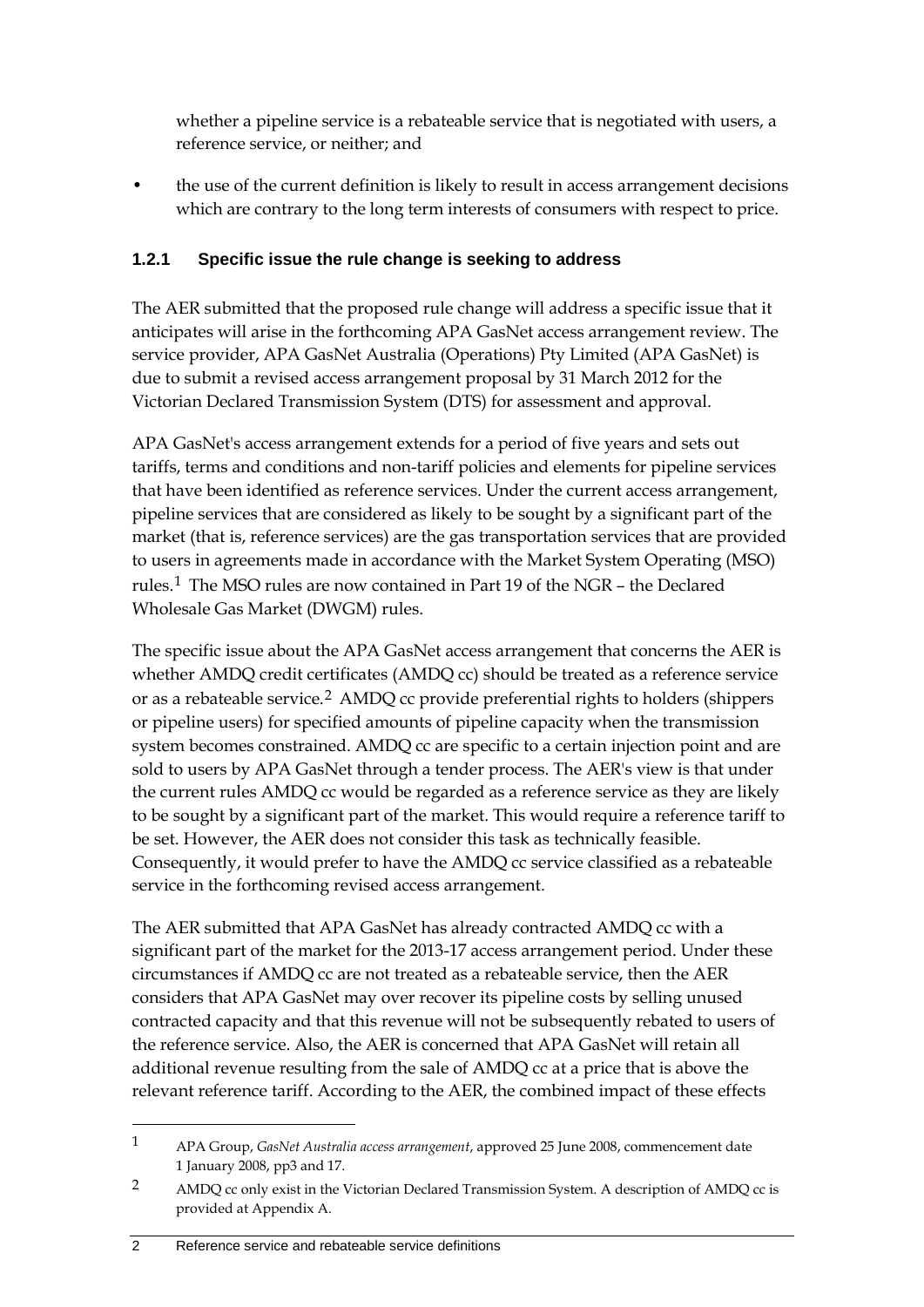whether a pipeline service is a rebateable service that is negotiated with users, a reference service, or neither; and

- the use of the current definition is likely to result in access arrangement decisions which are contrary to the long term interests of consumers with respect to price.

### 1.2.1 Specific issue the rule change is seeking to address

The AER submitted that the proposed rule change will address a specific issue that it anticipates will arise in the forthcoming APA GasNet access arrangement review. The service provider, APA GasNet Australia (Operations) Pty Limited (APA GasNet) is due to submit a revised access arrangement proposal by 31 March 2012 for the Victorian Declared Transmission System (DTS) for assessment and approval.

APA GasNet's access arrangement extends for a period of five years and sets out tariffs, terms and conditions and non-tariff policies and elements for pipeline services that have been identified as reference services. Under the current access arrangement, pipeline services that are considered as likely to be sought by a significant part of the market (that is, reference services) are the gas transportation services that are provided to users in agreements made in accordance with the Market System Operating (MSO) rules.[1] The MSO rules are now contained in Part 19 of the NGR – the Declared Wholesale Gas Market (DWGM) rules.

The specific issue about the APA GasNet access arrangement that concerns the AER is whether AMDQ credit certificates (AMDQ cc) should be treated as a reference service or as a rebateable service.[2] AMDQ cc provide preferential rights to holders (shippers or pipeline users) for specified amounts of pipeline capacity when the transmission system becomes constrained. AMDQ cc are specific to a certain injection point and are sold to users by APA GasNet through a tender process. The AER's view is that under the current rules AMDQ cc would be regarded as a reference service as they are likely to be sought by a significant part of the market. This would require a reference tariff to be set. However, the AER does not consider this task as technically feasible. Consequently, it would prefer to have the AMDQ cc service classified as a rebateable service in the forthcoming revised access arrangement.

The AER submitted that APA GasNet has already contracted AMDQ cc with a significant part of the market for the 2013-17 access arrangement period. Under these circumstances if AMDQ cc are not treated as a rebateable service, then the AER considers that APA GasNet may over recover its pipeline costs by selling unused contracted capacity and that this revenue will not be subsequently rebated to users of the reference service. Also, the AER is concerned that APA GasNet will retain all additional revenue resulting from the sale of AMDQ cc at a price that is above the relevant reference tariff. According to the AER, the combined impact of these effects

---

[1] APA Group, *GasNet Australia access arrangement*, approved 25 June 2008, commencement date 1 January 2008, pp3 and 17.

[2] AMDQ cc only exist in the Victorian Declared Transmission System. A description of AMDQ cc is provided at Appendix A.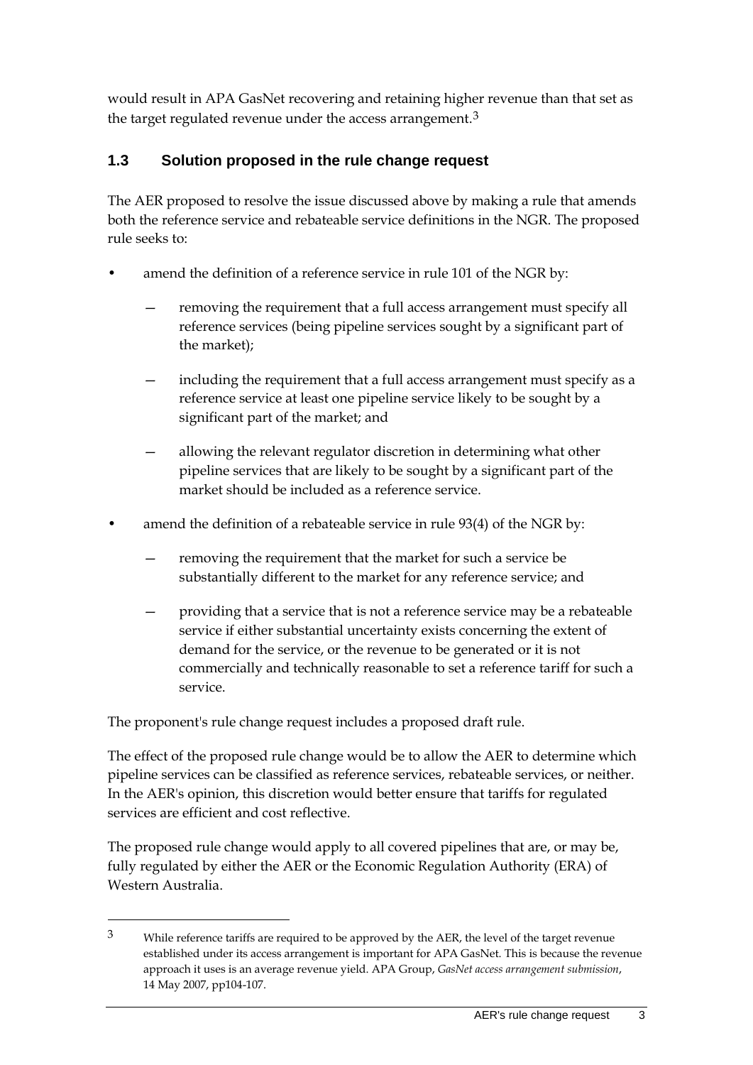would result in APA GasNet recovering and retaining higher revenue than that set as the target regulated revenue under the access arrangement.[3]

## 1.3 Solution proposed in the rule change request

The AER proposed to resolve the issue discussed above by making a rule that amends both the reference service and rebateable service definitions in the NGR. The proposed rule seeks to:

- amend the definition of a reference service in rule 101 of the NGR by:
  - removing the requirement that a full access arrangement must specify all reference services (being pipeline services sought by a significant part of the market);
  - including the requirement that a full access arrangement must specify as a reference service at least one pipeline service likely to be sought by a significant part of the market; and
  - allowing the relevant regulator discretion in determining what other pipeline services that are likely to be sought by a significant part of the market should be included as a reference service.
- amend the definition of a rebateable service in rule 93(4) of the NGR by:
  - removing the requirement that the market for such a service be substantially different to the market for any reference service; and
  - providing that a service that is not a reference service may be a rebateable service if either substantial uncertainty exists concerning the extent of demand for the service, or the revenue to be generated or it is not commercially and technically reasonable to set a reference tariff for such a service.

The proponent's rule change request includes a proposed draft rule.

The effect of the proposed rule change would be to allow the AER to determine which pipeline services can be classified as reference services, rebateable services, or neither. In the AER's opinion, this discretion would better ensure that tariffs for regulated services are efficient and cost reflective.

The proposed rule change would apply to all covered pipelines that are, or may be, fully regulated by either the AER or the Economic Regulation Authority (ERA) of Western Australia.

---

[3] While reference tariffs are required to be approved by the AER, the level of the target revenue established under its access arrangement is important for APA GasNet. This is because the revenue approach it uses is an average revenue yield. APA Group, *GasNet access arrangement submission*, 14 May 2007, pp104-107.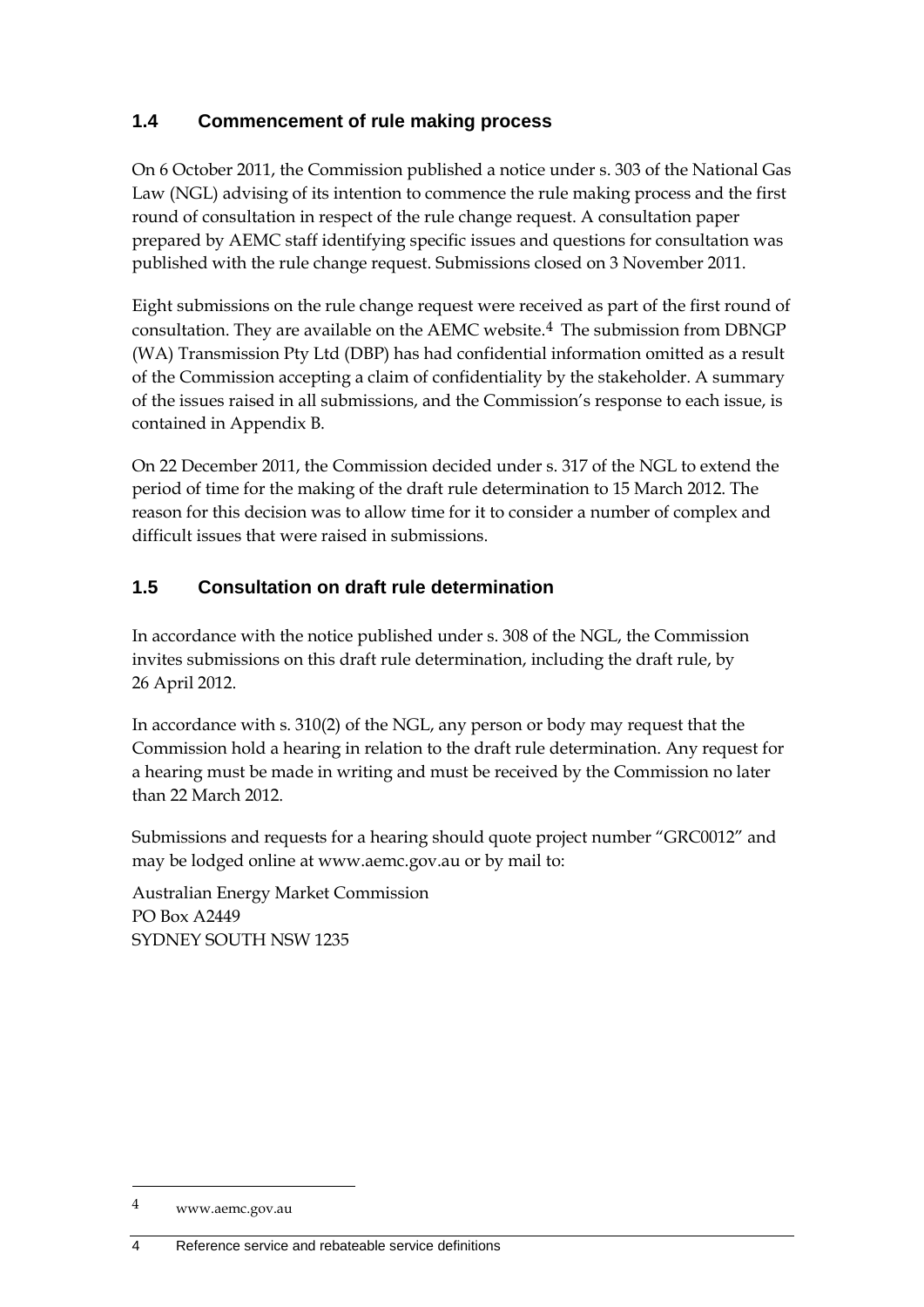## 1.4 Commencement of rule making process

On 6 October 2011, the Commission published a notice under s. 303 of the National Gas Law (NGL) advising of its intention to commence the rule making process and the first round of consultation in respect of the rule change request. A consultation paper prepared by AEMC staff identifying specific issues and questions for consultation was published with the rule change request. Submissions closed on 3 November 2011.

Eight submissions on the rule change request were received as part of the first round of consultation. They are available on the AEMC website.[4] The submission from DBNGP (WA) Transmission Pty Ltd (DBP) has had confidential information omitted as a result of the Commission accepting a claim of confidentiality by the stakeholder. A summary of the issues raised in all submissions, and the Commission's response to each issue, is contained in Appendix B.

On 22 December 2011, the Commission decided under s. 317 of the NGL to extend the period of time for the making of the draft rule determination to 15 March 2012. The reason for this decision was to allow time for it to consider a number of complex and difficult issues that were raised in submissions.

## 1.5 Consultation on draft rule determination

In accordance with the notice published under s. 308 of the NGL, the Commission invites submissions on this draft rule determination, including the draft rule, by 26 April 2012.

In accordance with s. 310(2) of the NGL, any person or body may request that the Commission hold a hearing in relation to the draft rule determination. Any request for a hearing must be made in writing and must be received by the Commission no later than 22 March 2012.

Submissions and requests for a hearing should quote project number "GRC0012" and may be lodged online at www.aemc.gov.au or by mail to:

Australian Energy Market Commission
PO Box A2449
SYDNEY SOUTH NSW 1235

---

4 www.aemc.gov.au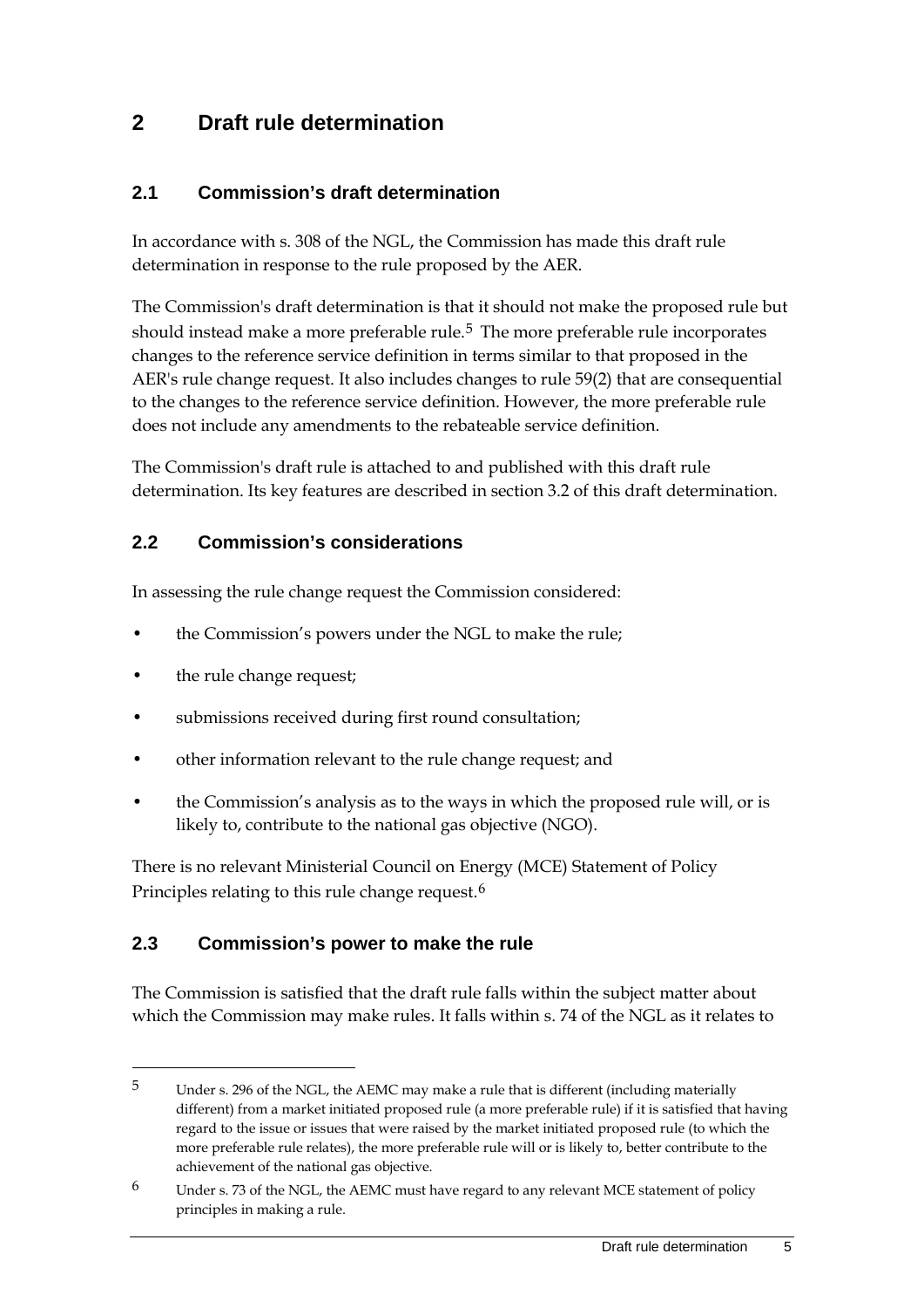# 2 Draft rule determination

## 2.1 Commission's draft determination

In accordance with s. 308 of the NGL, the Commission has made this draft rule determination in response to the rule proposed by the AER.

The Commission's draft determination is that it should not make the proposed rule but should instead make a more preferable rule.[5] The more preferable rule incorporates changes to the reference service definition in terms similar to that proposed in the AER's rule change request. It also includes changes to rule 59(2) that are consequential to the changes to the reference service definition. However, the more preferable rule does not include any amendments to the rebateable service definition.

The Commission's draft rule is attached to and published with this draft rule determination. Its key features are described in section 3.2 of this draft determination.

## 2.2 Commission's considerations

In assessing the rule change request the Commission considered:

- the Commission's powers under the NGL to make the rule;
- the rule change request;
- submissions received during first round consultation;
- other information relevant to the rule change request; and
- the Commission's analysis as to the ways in which the proposed rule will, or is likely to, contribute to the national gas objective (NGO).

There is no relevant Ministerial Council on Energy (MCE) Statement of Policy Principles relating to this rule change request.[6]

## 2.3 Commission's power to make the rule

The Commission is satisfied that the draft rule falls within the subject matter about which the Commission may make rules. It falls within s. 74 of the NGL as it relates to

---

[5] Under s. 296 of the NGL, the AEMC may make a rule that is different (including materially different) from a market initiated proposed rule (a more preferable rule) if it is satisfied that having regard to the issue or issues that were raised by the market initiated proposed rule (to which the more preferable rule relates), the more preferable rule will or is likely to, better contribute to the achievement of the national gas objective.

[6] Under s. 73 of the NGL, the AEMC must have regard to any relevant MCE statement of policy principles in making a rule.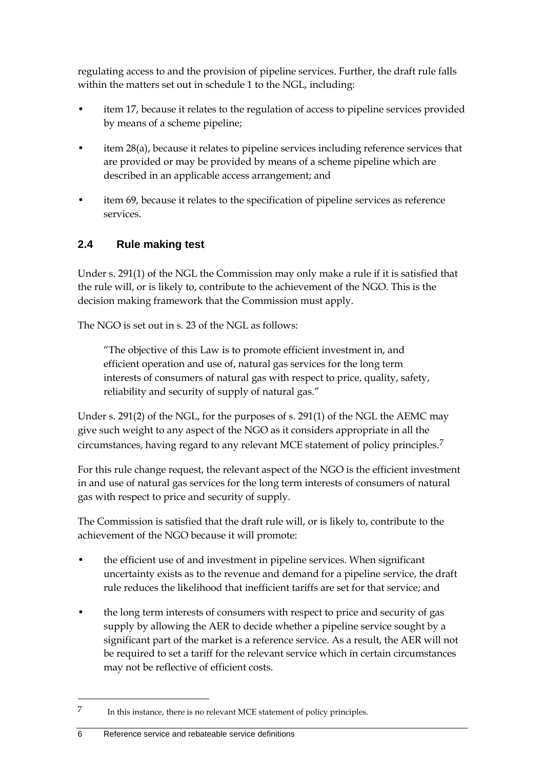regulating access to and the provision of pipeline services. Further, the draft rule falls within the matters set out in schedule 1 to the NGL, including:

- item 17, because it relates to the regulation of access to pipeline services provided by means of a scheme pipeline;
- item 28(a), because it relates to pipeline services including reference services that are provided or may be provided by means of a scheme pipeline which are described in an applicable access arrangement; and
- item 69, because it relates to the specification of pipeline services as reference services.

## 2.4 Rule making test

Under s. 291(1) of the NGL the Commission may only make a rule if it is satisfied that the rule will, or is likely to, contribute to the achievement of the NGO. This is the decision making framework that the Commission must apply.

The NGO is set out in s. 23 of the NGL as follows:

> "The objective of this Law is to promote efficient investment in, and efficient operation and use of, natural gas services for the long term interests of consumers of natural gas with respect to price, quality, safety, reliability and security of supply of natural gas."

Under s. 291(2) of the NGL, for the purposes of s. 291(1) of the NGL the AEMC may give such weight to any aspect of the NGO as it considers appropriate in all the circumstances, having regard to any relevant MCE statement of policy principles.[7]

For this rule change request, the relevant aspect of the NGO is the efficient investment in and use of natural gas services for the long term interests of consumers of natural gas with respect to price and security of supply.

The Commission is satisfied that the draft rule will, or is likely to, contribute to the achievement of the NGO because it will promote:

- the efficient use of and investment in pipeline services. When significant uncertainty exists as to the revenue and demand for a pipeline service, the draft rule reduces the likelihood that inefficient tariffs are set for that service; and
- the long term interests of consumers with respect to price and security of gas supply by allowing the AER to decide whether a pipeline service sought by a significant part of the market is a reference service. As a result, the AER will not be required to set a tariff for the relevant service which in certain circumstances may not be reflective of efficient costs.

---

[7] In this instance, there is no relevant MCE statement of policy principles.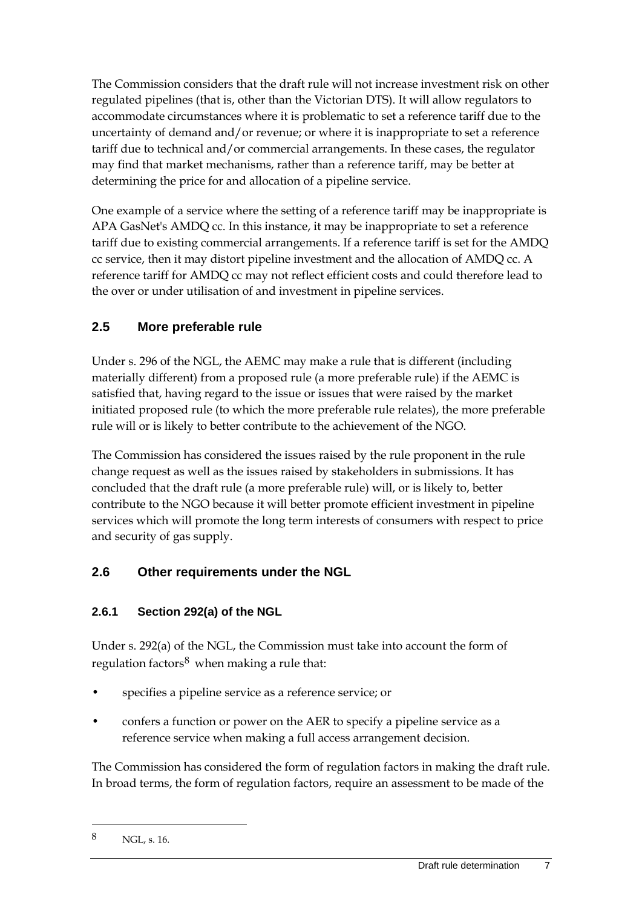The Commission considers that the draft rule will not increase investment risk on other regulated pipelines (that is, other than the Victorian DTS). It will allow regulators to accommodate circumstances where it is problematic to set a reference tariff due to the uncertainty of demand and/or revenue; or where it is inappropriate to set a reference tariff due to technical and/or commercial arrangements. In these cases, the regulator may find that market mechanisms, rather than a reference tariff, may be better at determining the price for and allocation of a pipeline service.

One example of a service where the setting of a reference tariff may be inappropriate is APA GasNet's AMDQ cc. In this instance, it may be inappropriate to set a reference tariff due to existing commercial arrangements. If a reference tariff is set for the AMDQ cc service, then it may distort pipeline investment and the allocation of AMDQ cc. A reference tariff for AMDQ cc may not reflect efficient costs and could therefore lead to the over or under utilisation of and investment in pipeline services.

## 2.5 More preferable rule

Under s. 296 of the NGL, the AEMC may make a rule that is different (including materially different) from a proposed rule (a more preferable rule) if the AEMC is satisfied that, having regard to the issue or issues that were raised by the market initiated proposed rule (to which the more preferable rule relates), the more preferable rule will or is likely to better contribute to the achievement of the NGO.

The Commission has considered the issues raised by the rule proponent in the rule change request as well as the issues raised by stakeholders in submissions. It has concluded that the draft rule (a more preferable rule) will, or is likely to, better contribute to the NGO because it will better promote efficient investment in pipeline services which will promote the long term interests of consumers with respect to price and security of gas supply.

## 2.6 Other requirements under the NGL

### 2.6.1 Section 292(a) of the NGL

Under s. 292(a) of the NGL, the Commission must take into account the form of regulation factors[8] when making a rule that:

- specifies a pipeline service as a reference service; or
- confers a function or power on the AER to specify a pipeline service as a reference service when making a full access arrangement decision.

The Commission has considered the form of regulation factors in making the draft rule. In broad terms, the form of regulation factors, require an assessment to be made of the

[8] NGL, s. 16.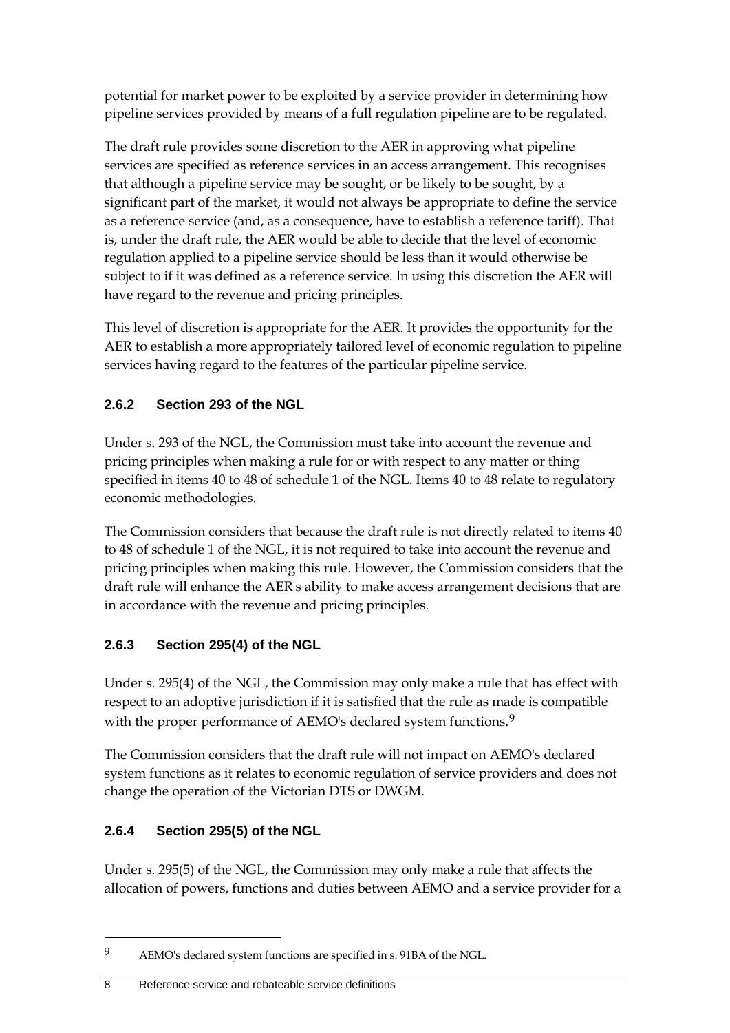potential for market power to be exploited by a service provider in determining how pipeline services provided by means of a full regulation pipeline are to be regulated.

The draft rule provides some discretion to the AER in approving what pipeline services are specified as reference services in an access arrangement. This recognises that although a pipeline service may be sought, or be likely to be sought, by a significant part of the market, it would not always be appropriate to define the service as a reference service (and, as a consequence, have to establish a reference tariff). That is, under the draft rule, the AER would be able to decide that the level of economic regulation applied to a pipeline service should be less than it would otherwise be subject to if it was defined as a reference service. In using this discretion the AER will have regard to the revenue and pricing principles.

This level of discretion is appropriate for the AER. It provides the opportunity for the AER to establish a more appropriately tailored level of economic regulation to pipeline services having regard to the features of the particular pipeline service.

### 2.6.2 Section 293 of the NGL

Under s. 293 of the NGL, the Commission must take into account the revenue and pricing principles when making a rule for or with respect to any matter or thing specified in items 40 to 48 of schedule 1 of the NGL. Items 40 to 48 relate to regulatory economic methodologies.

The Commission considers that because the draft rule is not directly related to items 40 to 48 of schedule 1 of the NGL, it is not required to take into account the revenue and pricing principles when making this rule. However, the Commission considers that the draft rule will enhance the AER's ability to make access arrangement decisions that are in accordance with the revenue and pricing principles.

### 2.6.3 Section 295(4) of the NGL

Under s. 295(4) of the NGL, the Commission may only make a rule that has effect with respect to an adoptive jurisdiction if it is satisfied that the rule as made is compatible with the proper performance of AEMO's declared system functions.[9]

The Commission considers that the draft rule will not impact on AEMO's declared system functions as it relates to economic regulation of service providers and does not change the operation of the Victorian DTS or DWGM.

### 2.6.4 Section 295(5) of the NGL

Under s. 295(5) of the NGL, the Commission may only make a rule that affects the allocation of powers, functions and duties between AEMO and a service provider for a

[9] AEMO's declared system functions are specified in s. 91BA of the NGL.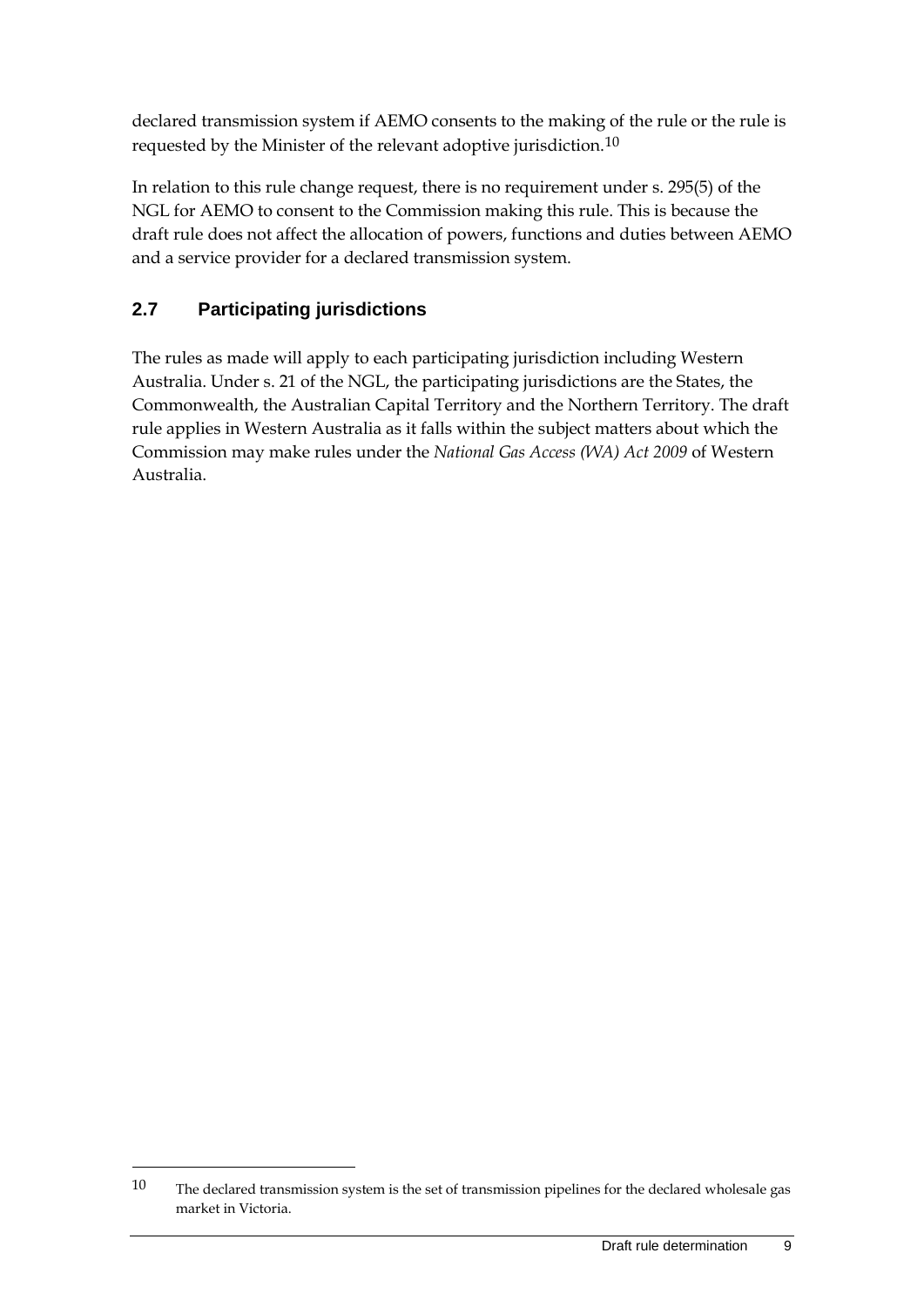declared transmission system if AEMO consents to the making of the rule or the rule is requested by the Minister of the relevant adoptive jurisdiction.[10]

In relation to this rule change request, there is no requirement under s. 295(5) of the NGL for AEMO to consent to the Commission making this rule. This is because the draft rule does not affect the allocation of powers, functions and duties between AEMO and a service provider for a declared transmission system.

## 2.7 Participating jurisdictions

The rules as made will apply to each participating jurisdiction including Western Australia. Under s. 21 of the NGL, the participating jurisdictions are the States, the Commonwealth, the Australian Capital Territory and the Northern Territory. The draft rule applies in Western Australia as it falls within the subject matters about which the Commission may make rules under the *National Gas Access (WA) Act 2009* of Western Australia.

---

10 The declared transmission system is the set of transmission pipelines for the declared wholesale gas market in Victoria.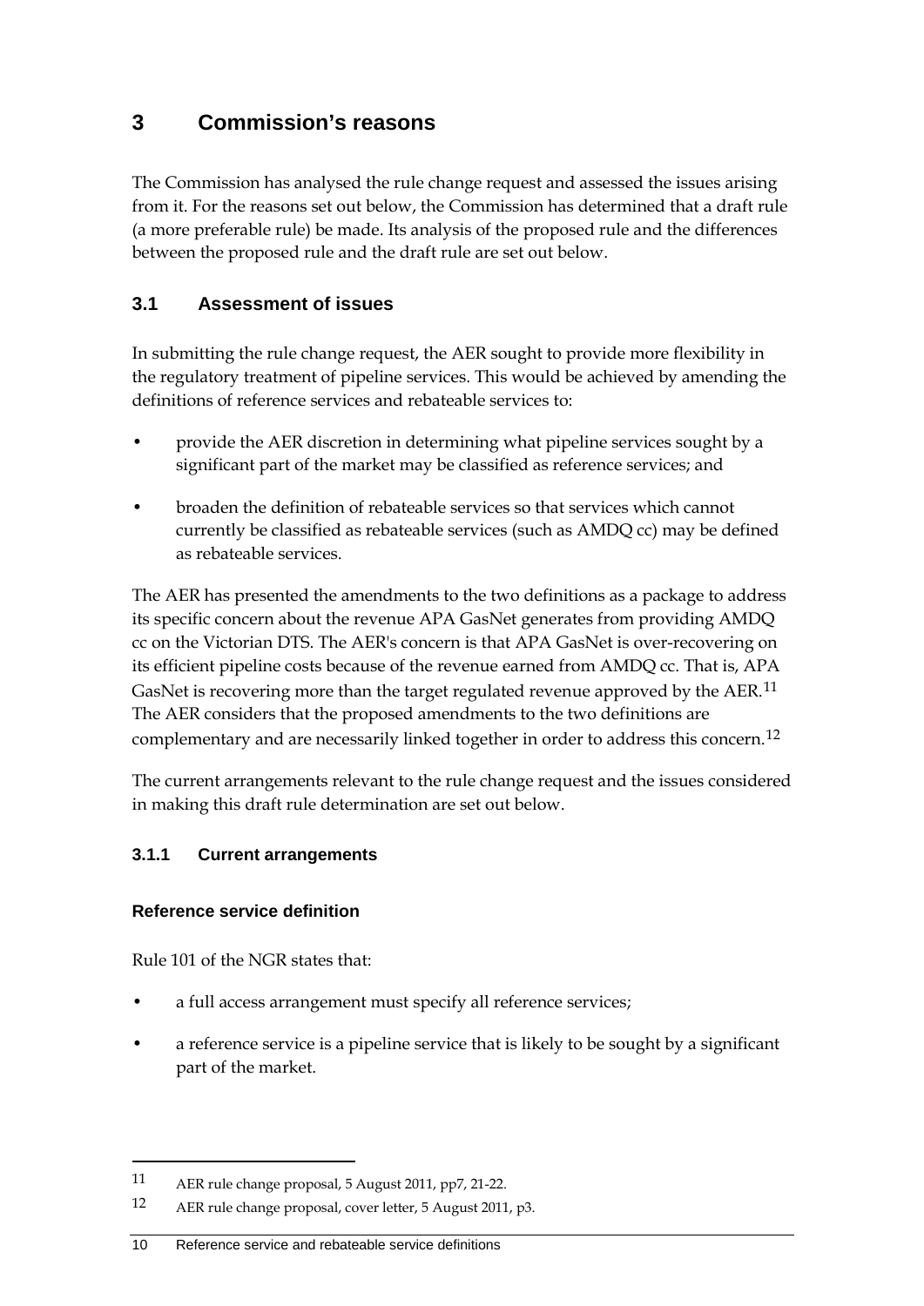# 3 Commission's reasons

The Commission has analysed the rule change request and assessed the issues arising from it. For the reasons set out below, the Commission has determined that a draft rule (a more preferable rule) be made. Its analysis of the proposed rule and the differences between the proposed rule and the draft rule are set out below.

## 3.1 Assessment of issues

In submitting the rule change request, the AER sought to provide more flexibility in the regulatory treatment of pipeline services. This would be achieved by amending the definitions of reference services and rebateable services to:

- provide the AER discretion in determining what pipeline services sought by a significant part of the market may be classified as reference services; and
- broaden the definition of rebateable services so that services which cannot currently be classified as rebateable services (such as AMDQ cc) may be defined as rebateable services.

The AER has presented the amendments to the two definitions as a package to address its specific concern about the revenue APA GasNet generates from providing AMDQ cc on the Victorian DTS. The AER's concern is that APA GasNet is over-recovering on its efficient pipeline costs because of the revenue earned from AMDQ cc. That is, APA GasNet is recovering more than the target regulated revenue approved by the AER.[11] The AER considers that the proposed amendments to the two definitions are complementary and are necessarily linked together in order to address this concern.[12]

The current arrangements relevant to the rule change request and the issues considered in making this draft rule determination are set out below.

### 3.1.1 Current arrangements

#### Reference service definition

Rule 101 of the NGR states that:

- a full access arrangement must specify all reference services;
- a reference service is a pipeline service that is likely to be sought by a significant part of the market.

---

11 AER rule change proposal, 5 August 2011, pp7, 21-22.

12 AER rule change proposal, cover letter, 5 August 2011, p3.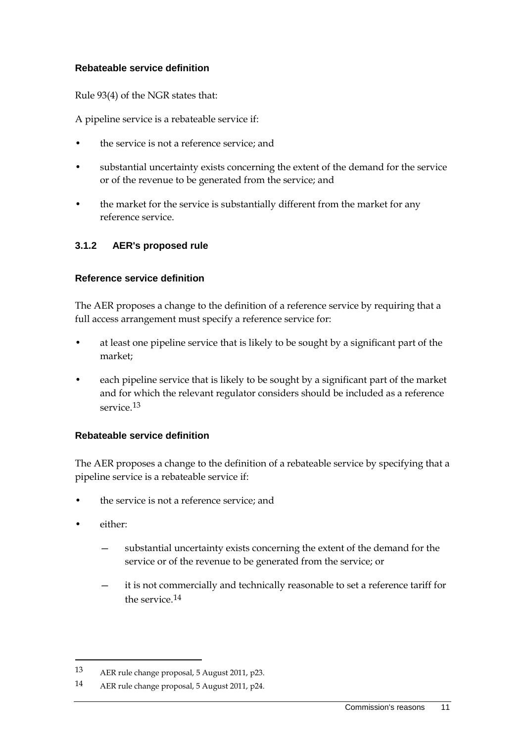#### Rebateable service definition

Rule 93(4) of the NGR states that:

A pipeline service is a rebateable service if:

- the service is not a reference service; and
- substantial uncertainty exists concerning the extent of the demand for the service or of the revenue to be generated from the service; and
- the market for the service is substantially different from the market for any reference service.

### 3.1.2 AER's proposed rule

#### Reference service definition

The AER proposes a change to the definition of a reference service by requiring that a full access arrangement must specify a reference service for:

- at least one pipeline service that is likely to be sought by a significant part of the market;
- each pipeline service that is likely to be sought by a significant part of the market and for which the relevant regulator considers should be included as a reference service.[13]

#### Rebateable service definition

The AER proposes a change to the definition of a rebateable service by specifying that a pipeline service is a rebateable service if:

- the service is not a reference service; and
- either:
  - substantial uncertainty exists concerning the extent of the demand for the service or of the revenue to be generated from the service; or
  - it is not commercially and technically reasonable to set a reference tariff for the service.[14]

---

[13] AER rule change proposal, 5 August 2011, p23.

[14] AER rule change proposal, 5 August 2011, p24.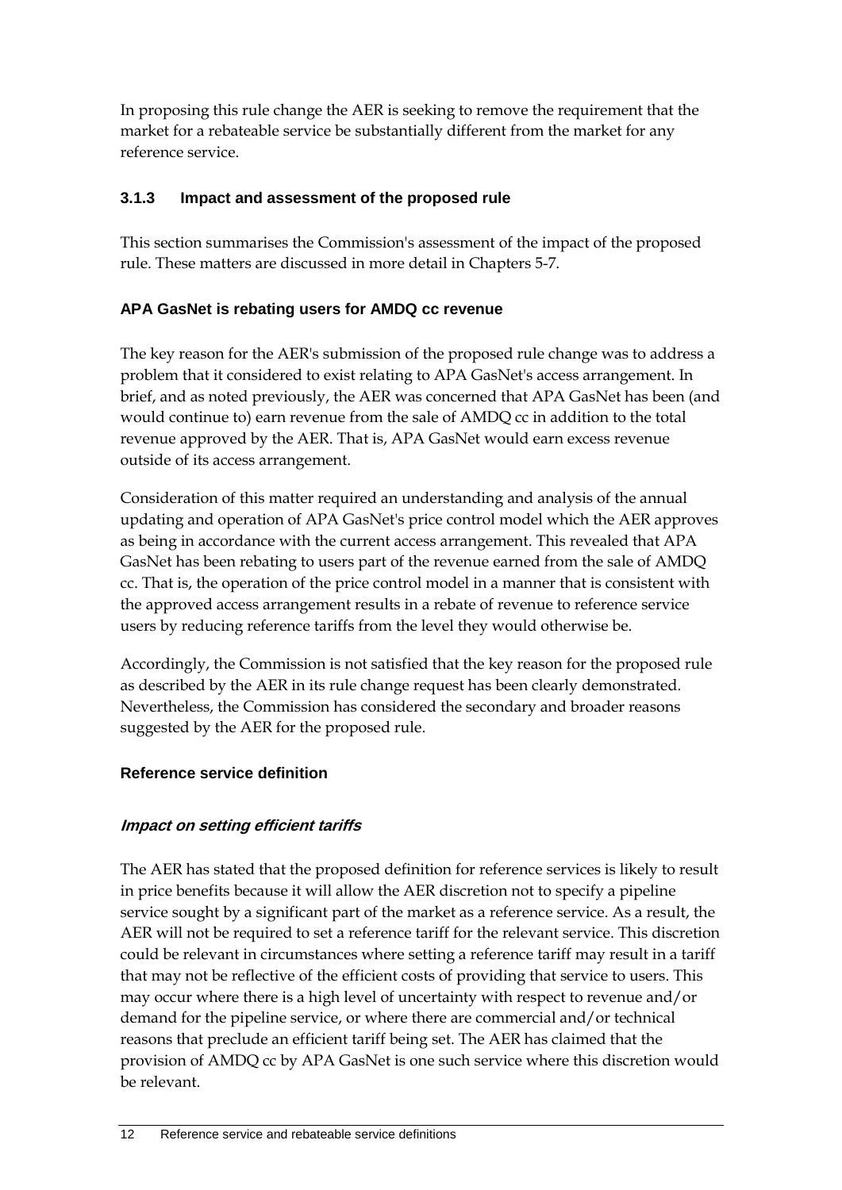In proposing this rule change the AER is seeking to remove the requirement that the market for a rebateable service be substantially different from the market for any reference service.

### 3.1.3 Impact and assessment of the proposed rule

This section summarises the Commission's assessment of the impact of the proposed rule. These matters are discussed in more detail in Chapters 5-7.

#### APA GasNet is rebating users for AMDQ cc revenue

The key reason for the AER's submission of the proposed rule change was to address a problem that it considered to exist relating to APA GasNet's access arrangement. In brief, and as noted previously, the AER was concerned that APA GasNet has been (and would continue to) earn revenue from the sale of AMDQ cc in addition to the total revenue approved by the AER. That is, APA GasNet would earn excess revenue outside of its access arrangement.

Consideration of this matter required an understanding and analysis of the annual updating and operation of APA GasNet's price control model which the AER approves as being in accordance with the current access arrangement. This revealed that APA GasNet has been rebating to users part of the revenue earned from the sale of AMDQ cc. That is, the operation of the price control model in a manner that is consistent with the approved access arrangement results in a rebate of revenue to reference service users by reducing reference tariffs from the level they would otherwise be.

Accordingly, the Commission is not satisfied that the key reason for the proposed rule as described by the AER in its rule change request has been clearly demonstrated. Nevertheless, the Commission has considered the secondary and broader reasons suggested by the AER for the proposed rule.

#### Reference service definition

##### *Impact on setting efficient tariffs*

The AER has stated that the proposed definition for reference services is likely to result in price benefits because it will allow the AER discretion not to specify a pipeline service sought by a significant part of the market as a reference service. As a result, the AER will not be required to set a reference tariff for the relevant service. This discretion could be relevant in circumstances where setting a reference tariff may result in a tariff that may not be reflective of the efficient costs of providing that service to users. This may occur where there is a high level of uncertainty with respect to revenue and/or demand for the pipeline service, or where there are commercial and/or technical reasons that preclude an efficient tariff being set. The AER has claimed that the provision of AMDQ cc by APA GasNet is one such service where this discretion would be relevant.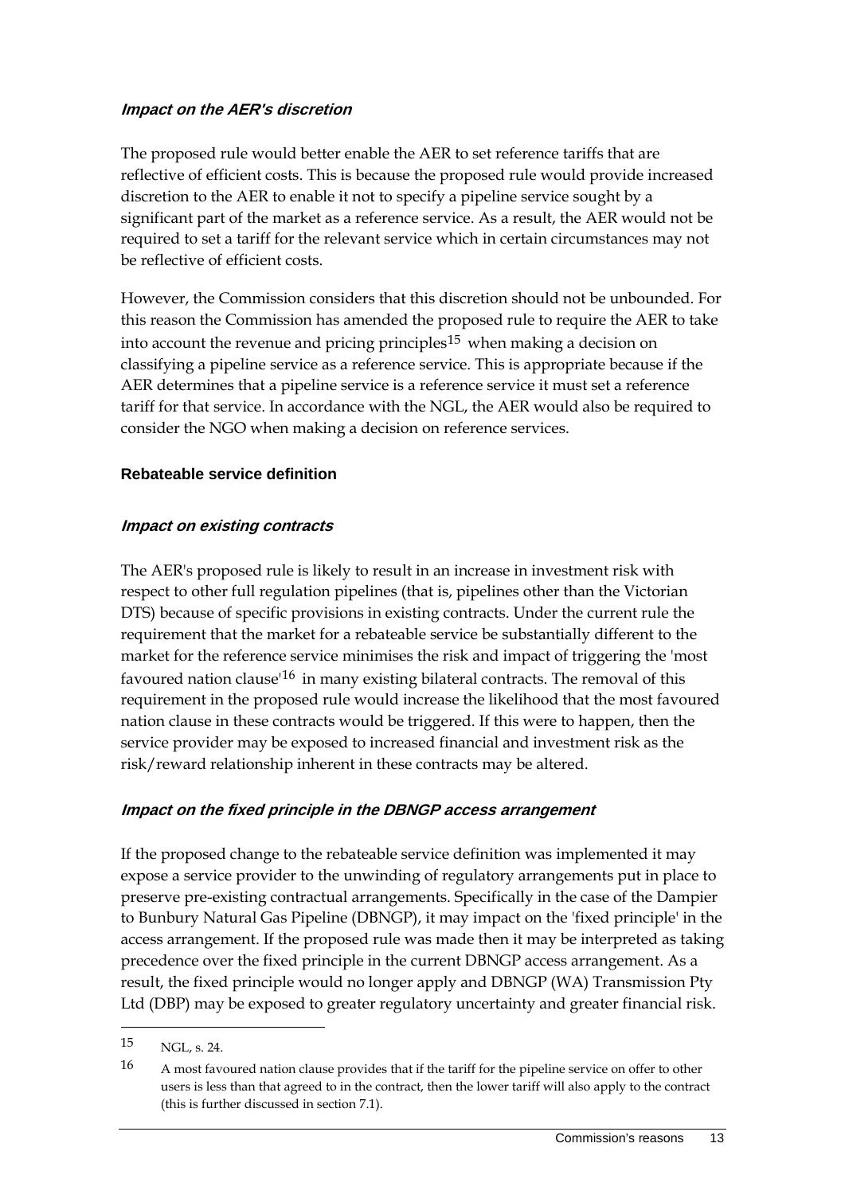#### *Impact on the AER's discretion*

The proposed rule would better enable the AER to set reference tariffs that are reflective of efficient costs. This is because the proposed rule would provide increased discretion to the AER to enable it not to specify a pipeline service sought by a significant part of the market as a reference service. As a result, the AER would not be required to set a tariff for the relevant service which in certain circumstances may not be reflective of efficient costs.

However, the Commission considers that this discretion should not be unbounded. For this reason the Commission has amended the proposed rule to require the AER to take into account the revenue and pricing principles[15] when making a decision on classifying a pipeline service as a reference service. This is appropriate because if the AER determines that a pipeline service is a reference service it must set a reference tariff for that service. In accordance with the NGL, the AER would also be required to consider the NGO when making a decision on reference services.

### Rebateable service definition

#### *Impact on existing contracts*

The AER's proposed rule is likely to result in an increase in investment risk with respect to other full regulation pipelines (that is, pipelines other than the Victorian DTS) because of specific provisions in existing contracts. Under the current rule the requirement that the market for a rebateable service be substantially different to the market for the reference service minimises the risk and impact of triggering the 'most favoured nation clause'[16] in many existing bilateral contracts. The removal of this requirement in the proposed rule would increase the likelihood that the most favoured nation clause in these contracts would be triggered. If this were to happen, then the service provider may be exposed to increased financial and investment risk as the risk/reward relationship inherent in these contracts may be altered.

#### *Impact on the fixed principle in the DBNGP access arrangement*

If the proposed change to the rebateable service definition was implemented it may expose a service provider to the unwinding of regulatory arrangements put in place to preserve pre-existing contractual arrangements. Specifically in the case of the Dampier to Bunbury Natural Gas Pipeline (DBNGP), it may impact on the 'fixed principle' in the access arrangement. If the proposed rule was made then it may be interpreted as taking precedence over the fixed principle in the current DBNGP access arrangement. As a result, the fixed principle would no longer apply and DBNGP (WA) Transmission Pty Ltd (DBP) may be exposed to greater regulatory uncertainty and greater financial risk.

---

15 NGL, s. 24.

16 A most favoured nation clause provides that if the tariff for the pipeline service on offer to other users is less than that agreed to in the contract, then the lower tariff will also apply to the contract (this is further discussed in section 7.1).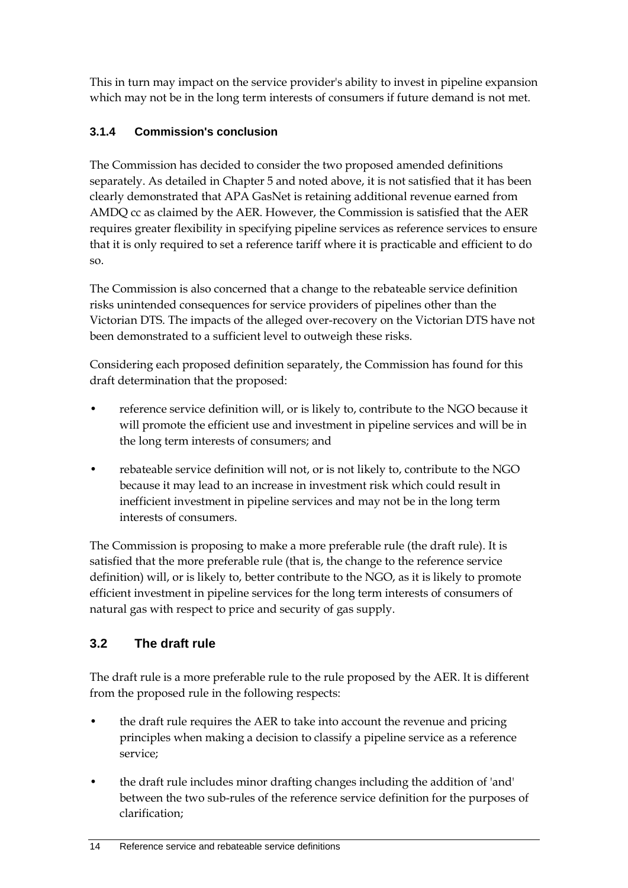This in turn may impact on the service provider's ability to invest in pipeline expansion which may not be in the long term interests of consumers if future demand is not met.

### 3.1.4 Commission's conclusion

The Commission has decided to consider the two proposed amended definitions separately. As detailed in Chapter 5 and noted above, it is not satisfied that it has been clearly demonstrated that APA GasNet is retaining additional revenue earned from AMDQ cc as claimed by the AER. However, the Commission is satisfied that the AER requires greater flexibility in specifying pipeline services as reference services to ensure that it is only required to set a reference tariff where it is practicable and efficient to do so.

The Commission is also concerned that a change to the rebateable service definition risks unintended consequences for service providers of pipelines other than the Victorian DTS. The impacts of the alleged over-recovery on the Victorian DTS have not been demonstrated to a sufficient level to outweigh these risks.

Considering each proposed definition separately, the Commission has found for this draft determination that the proposed:

- reference service definition will, or is likely to, contribute to the NGO because it will promote the efficient use and investment in pipeline services and will be in the long term interests of consumers; and
- rebateable service definition will not, or is not likely to, contribute to the NGO because it may lead to an increase in investment risk which could result in inefficient investment in pipeline services and may not be in the long term interests of consumers.

The Commission is proposing to make a more preferable rule (the draft rule). It is satisfied that the more preferable rule (that is, the change to the reference service definition) will, or is likely to, better contribute to the NGO, as it is likely to promote efficient investment in pipeline services for the long term interests of consumers of natural gas with respect to price and security of gas supply.

## 3.2 The draft rule

The draft rule is a more preferable rule to the rule proposed by the AER. It is different from the proposed rule in the following respects:

- the draft rule requires the AER to take into account the revenue and pricing principles when making a decision to classify a pipeline service as a reference service;
- the draft rule includes minor drafting changes including the addition of 'and' between the two sub-rules of the reference service definition for the purposes of clarification;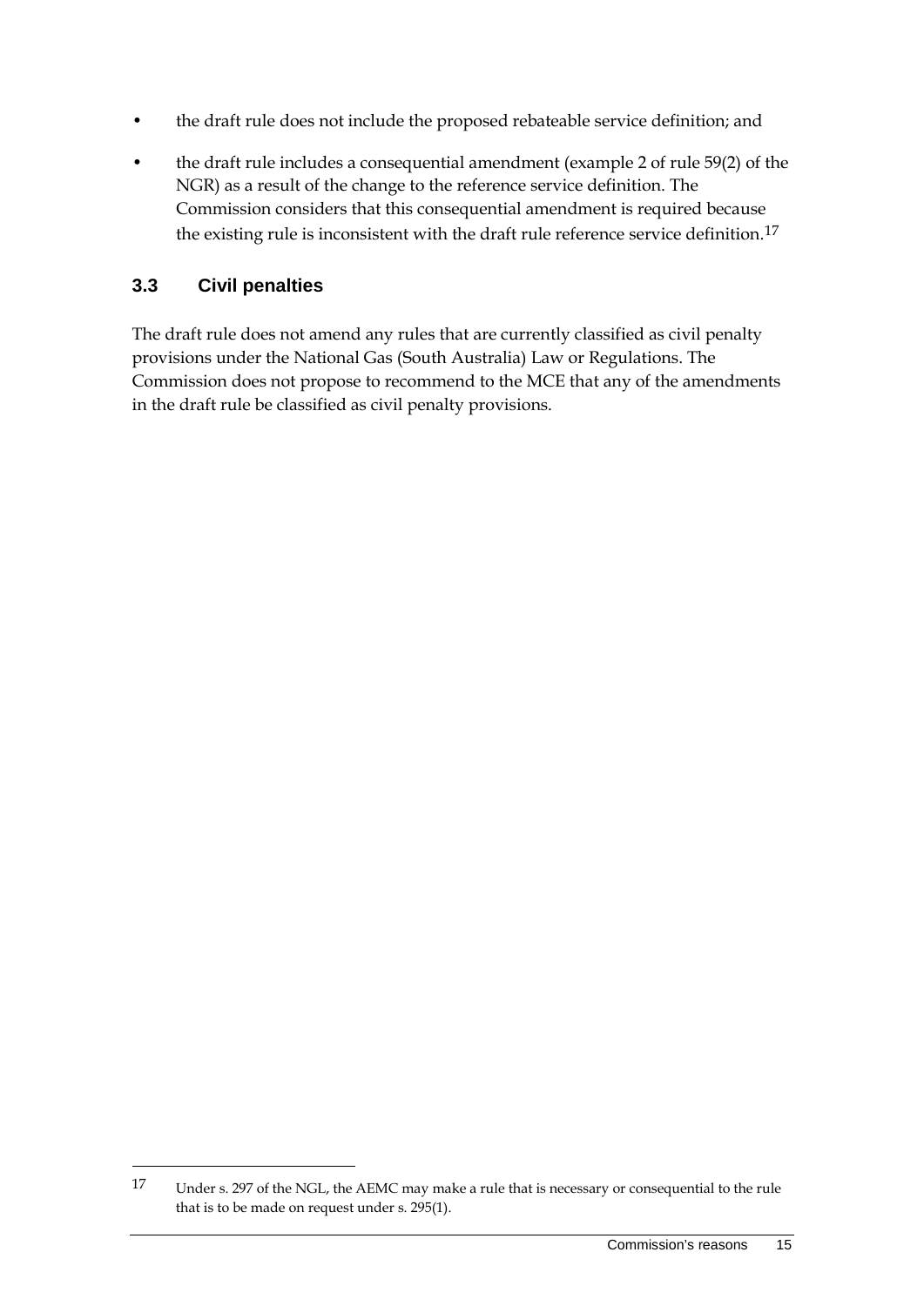- the draft rule does not include the proposed rebateable service definition; and
- the draft rule includes a consequential amendment (example 2 of rule 59(2) of the NGR) as a result of the change to the reference service definition. The Commission considers that this consequential amendment is required because the existing rule is inconsistent with the draft rule reference service definition.[17]

### 3.3 Civil penalties

The draft rule does not amend any rules that are currently classified as civil penalty provisions under the National Gas (South Australia) Law or Regulations. The Commission does not propose to recommend to the MCE that any of the amendments in the draft rule be classified as civil penalty provisions.

---

[17] Under s. 297 of the NGL, the AEMC may make a rule that is necessary or consequential to the rule that is to be made on request under s. 295(1).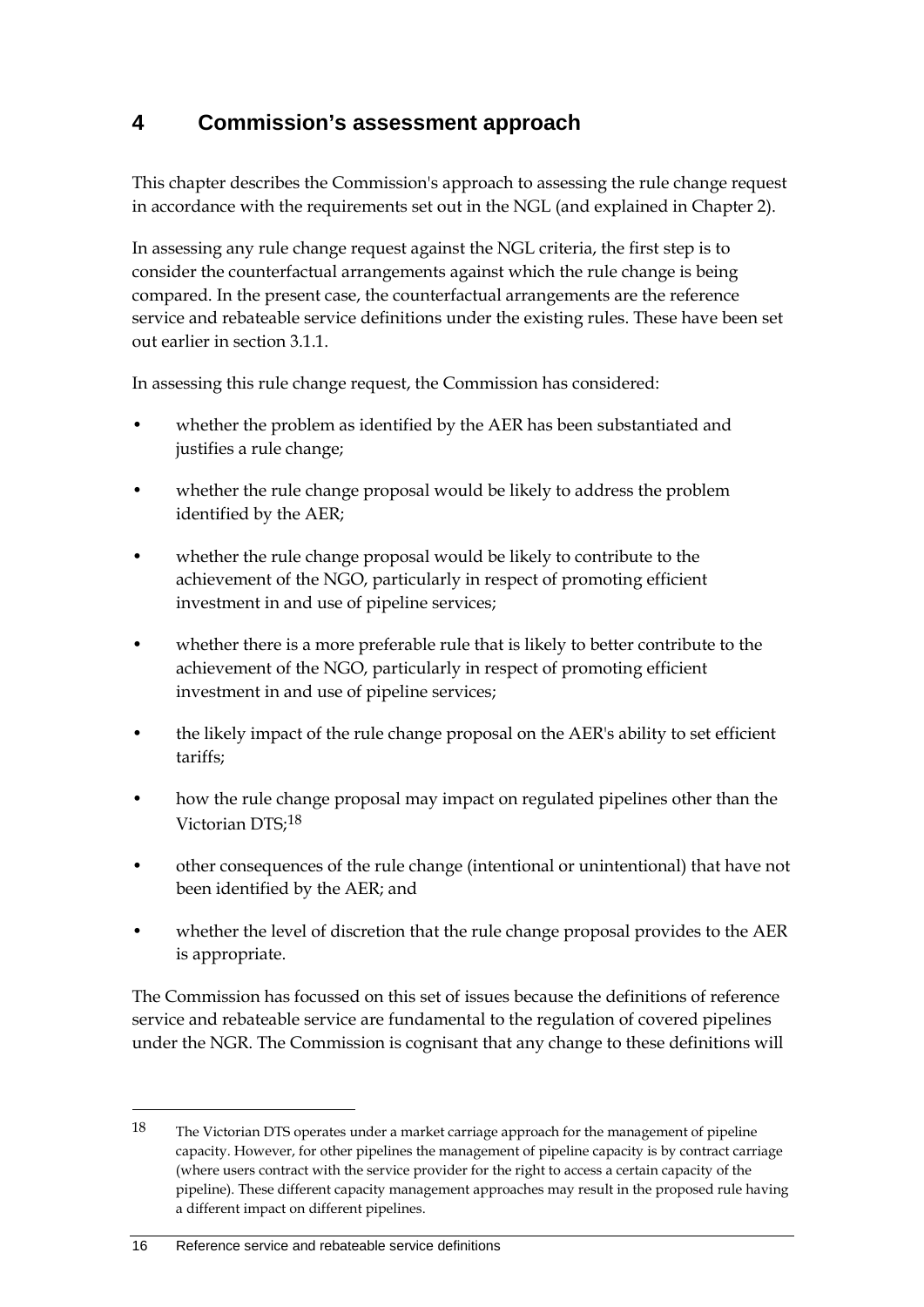# 4 Commission's assessment approach

This chapter describes the Commission's approach to assessing the rule change request in accordance with the requirements set out in the NGL (and explained in Chapter 2).

In assessing any rule change request against the NGL criteria, the first step is to consider the counterfactual arrangements against which the rule change is being compared. In the present case, the counterfactual arrangements are the reference service and rebateable service definitions under the existing rules. These have been set out earlier in section 3.1.1.

In assessing this rule change request, the Commission has considered:

- whether the problem as identified by the AER has been substantiated and justifies a rule change;
- whether the rule change proposal would be likely to address the problem identified by the AER;
- whether the rule change proposal would be likely to contribute to the achievement of the NGO, particularly in respect of promoting efficient investment in and use of pipeline services;
- whether there is a more preferable rule that is likely to better contribute to the achievement of the NGO, particularly in respect of promoting efficient investment in and use of pipeline services;
- the likely impact of the rule change proposal on the AER's ability to set efficient tariffs;
- how the rule change proposal may impact on regulated pipelines other than the Victorian DTS;[18]
- other consequences of the rule change (intentional or unintentional) that have not been identified by the AER; and
- whether the level of discretion that the rule change proposal provides to the AER is appropriate.

The Commission has focussed on this set of issues because the definitions of reference service and rebateable service are fundamental to the regulation of covered pipelines under the NGR. The Commission is cognisant that any change to these definitions will

---

[18] The Victorian DTS operates under a market carriage approach for the management of pipeline capacity. However, for other pipelines the management of pipeline capacity is by contract carriage (where users contract with the service provider for the right to access a certain capacity of the pipeline). These different capacity management approaches may result in the proposed rule having a different impact on different pipelines.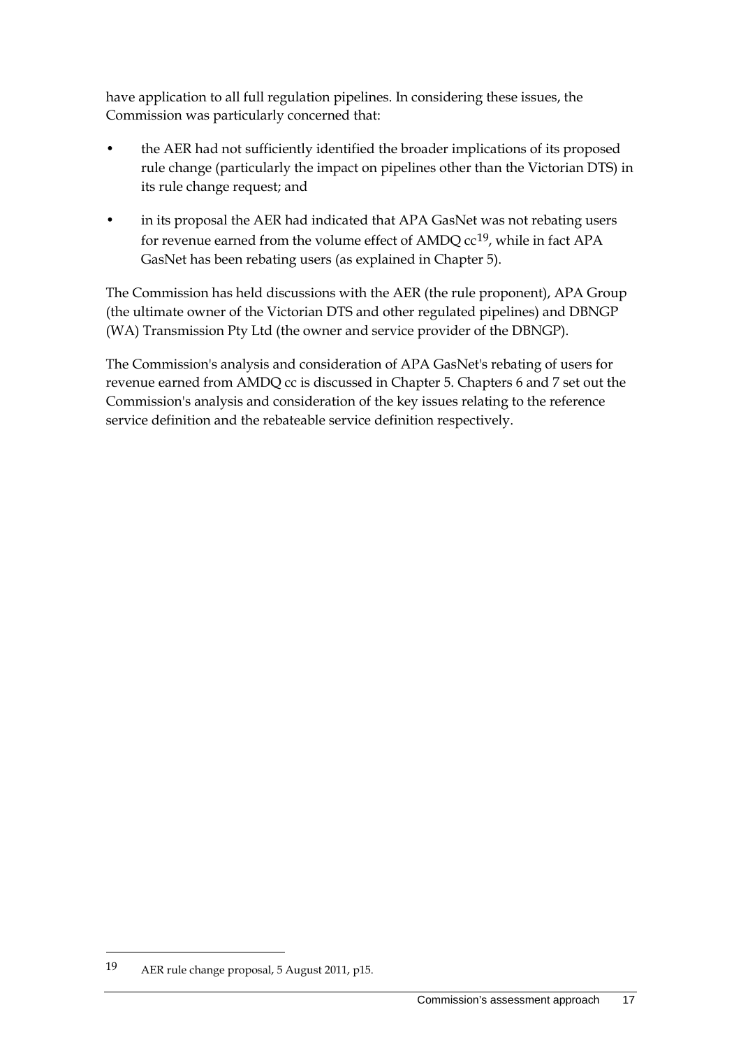have application to all full regulation pipelines. In considering these issues, the Commission was particularly concerned that:

- the AER had not sufficiently identified the broader implications of its proposed rule change (particularly the impact on pipelines other than the Victorian DTS) in its rule change request; and
- in its proposal the AER had indicated that APA GasNet was not rebating users for revenue earned from the volume effect of AMDQ cc[19], while in fact APA GasNet has been rebating users (as explained in Chapter 5).

The Commission has held discussions with the AER (the rule proponent), APA Group (the ultimate owner of the Victorian DTS and other regulated pipelines) and DBNGP (WA) Transmission Pty Ltd (the owner and service provider of the DBNGP).

The Commission's analysis and consideration of APA GasNet's rebating of users for revenue earned from AMDQ cc is discussed in Chapter 5. Chapters 6 and 7 set out the Commission's analysis and consideration of the key issues relating to the reference service definition and the rebateable service definition respectively.

19 AER rule change proposal, 5 August 2011, p15.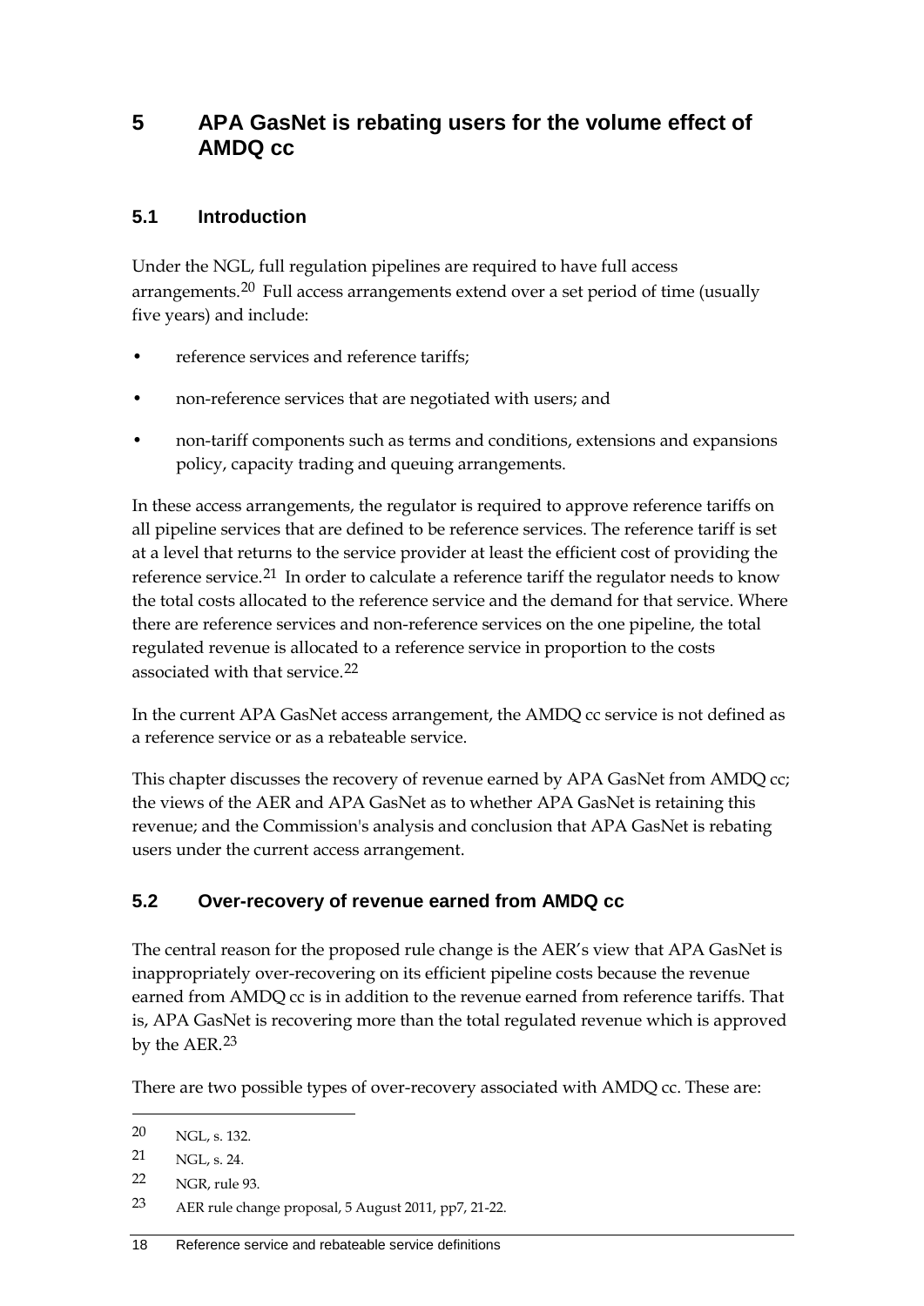# 5 APA GasNet is rebating users for the volume effect of AMDQ cc

## 5.1 Introduction

Under the NGL, full regulation pipelines are required to have full access arrangements.[20] Full access arrangements extend over a set period of time (usually five years) and include:

- reference services and reference tariffs;
- non-reference services that are negotiated with users; and
- non-tariff components such as terms and conditions, extensions and expansions policy, capacity trading and queuing arrangements.

In these access arrangements, the regulator is required to approve reference tariffs on all pipeline services that are defined to be reference services. The reference tariff is set at a level that returns to the service provider at least the efficient cost of providing the reference service.[21] In order to calculate a reference tariff the regulator needs to know the total costs allocated to the reference service and the demand for that service. Where there are reference services and non-reference services on the one pipeline, the total regulated revenue is allocated to a reference service in proportion to the costs associated with that service.[22]

In the current APA GasNet access arrangement, the AMDQ cc service is not defined as a reference service or as a rebateable service.

This chapter discusses the recovery of revenue earned by APA GasNet from AMDQ cc; the views of the AER and APA GasNet as to whether APA GasNet is retaining this revenue; and the Commission's analysis and conclusion that APA GasNet is rebating users under the current access arrangement.

## 5.2 Over-recovery of revenue earned from AMDQ cc

The central reason for the proposed rule change is the AER's view that APA GasNet is inappropriately over-recovering on its efficient pipeline costs because the revenue earned from AMDQ cc is in addition to the revenue earned from reference tariffs. That is, APA GasNet is recovering more than the total regulated revenue which is approved by the AER.[23]

There are two possible types of over-recovery associated with AMDQ cc. These are:

---

[20] NGL, s. 132.

[21] NGL, s. 24.

[22] NGR, rule 93.

[23] AER rule change proposal, 5 August 2011, pp7, 21-22.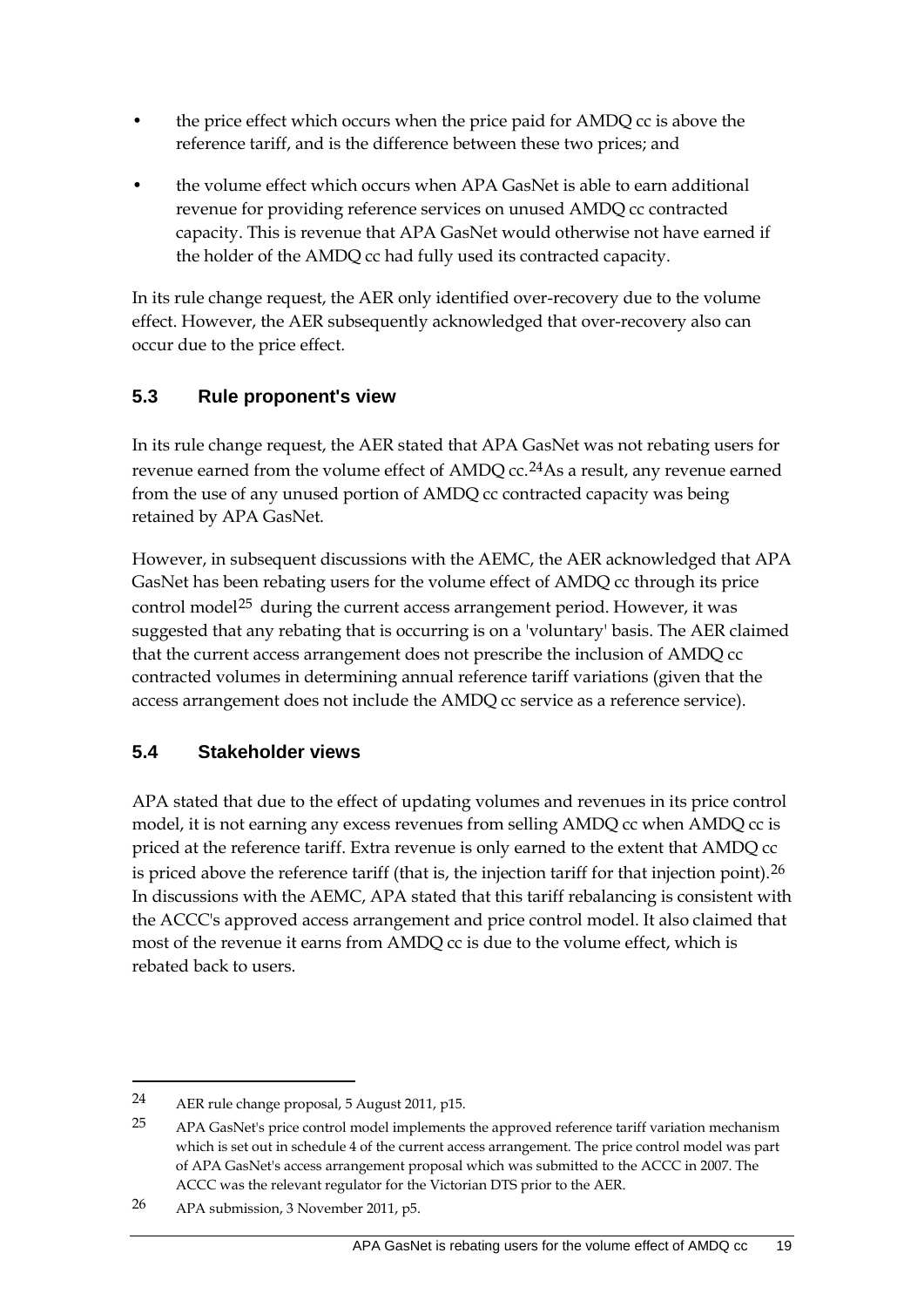- the price effect which occurs when the price paid for AMDQ cc is above the reference tariff, and is the difference between these two prices; and
- the volume effect which occurs when APA GasNet is able to earn additional revenue for providing reference services on unused AMDQ cc contracted capacity. This is revenue that APA GasNet would otherwise not have earned if the holder of the AMDQ cc had fully used its contracted capacity.

In its rule change request, the AER only identified over-recovery due to the volume effect. However, the AER subsequently acknowledged that over-recovery also can occur due to the price effect.

## 5.3 Rule proponent's view

In its rule change request, the AER stated that APA GasNet was not rebating users for revenue earned from the volume effect of AMDQ cc.[24] As a result, any revenue earned from the use of any unused portion of AMDQ cc contracted capacity was being retained by APA GasNet.

However, in subsequent discussions with the AEMC, the AER acknowledged that APA GasNet has been rebating users for the volume effect of AMDQ cc through its price control model[25] during the current access arrangement period. However, it was suggested that any rebating that is occurring is on a 'voluntary' basis. The AER claimed that the current access arrangement does not prescribe the inclusion of AMDQ cc contracted volumes in determining annual reference tariff variations (given that the access arrangement does not include the AMDQ cc service as a reference service).

## 5.4 Stakeholder views

APA stated that due to the effect of updating volumes and revenues in its price control model, it is not earning any excess revenues from selling AMDQ cc when AMDQ cc is priced at the reference tariff. Extra revenue is only earned to the extent that AMDQ cc is priced above the reference tariff (that is, the injection tariff for that injection point).[26] In discussions with the AEMC, APA stated that this tariff rebalancing is consistent with the ACCC's approved access arrangement and price control model. It also claimed that most of the revenue it earns from AMDQ cc is due to the volume effect, which is rebated back to users.

---

24 AER rule change proposal, 5 August 2011, p15.

25 APA GasNet's price control model implements the approved reference tariff variation mechanism which is set out in schedule 4 of the current access arrangement. The price control model was part of APA GasNet's access arrangement proposal which was submitted to the ACCC in 2007. The ACCC was the relevant regulator for the Victorian DTS prior to the AER.

26 APA submission, 3 November 2011, p5.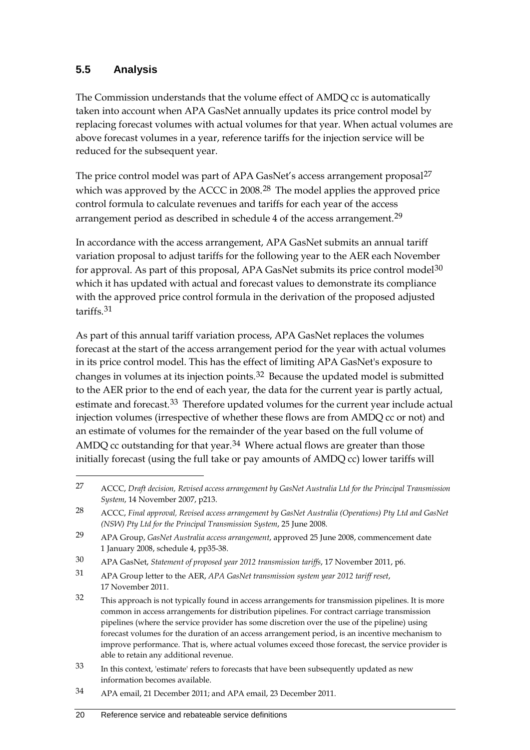## 5.5 Analysis

The Commission understands that the volume effect of AMDQ cc is automatically taken into account when APA GasNet annually updates its price control model by replacing forecast volumes with actual volumes for that year. When actual volumes are above forecast volumes in a year, reference tariffs for the injection service will be reduced for the subsequent year.

The price control model was part of APA GasNet's access arrangement proposal[27] which was approved by the ACCC in 2008.[28] The model applies the approved price control formula to calculate revenues and tariffs for each year of the access arrangement period as described in schedule 4 of the access arrangement.[29]

In accordance with the access arrangement, APA GasNet submits an annual tariff variation proposal to adjust tariffs for the following year to the AER each November for approval. As part of this proposal, APA GasNet submits its price control model[30] which it has updated with actual and forecast values to demonstrate its compliance with the approved price control formula in the derivation of the proposed adjusted tariffs.[31]

As part of this annual tariff variation process, APA GasNet replaces the volumes forecast at the start of the access arrangement period for the year with actual volumes in its price control model. This has the effect of limiting APA GasNet's exposure to changes in volumes at its injection points.[32] Because the updated model is submitted to the AER prior to the end of each year, the data for the current year is partly actual, estimate and forecast.[33] Therefore updated volumes for the current year include actual injection volumes (irrespective of whether these flows are from AMDQ cc or not) and an estimate of volumes for the remainder of the year based on the full volume of AMDQ cc outstanding for that year.[34] Where actual flows are greater than those initially forecast (using the full take or pay amounts of AMDQ cc) lower tariffs will

---

27 ACCC, *Draft decision, Revised access arrangement by GasNet Australia Ltd for the Principal Transmission System*, 14 November 2007, p213.

28 ACCC, *Final approval, Revised access arrangement by GasNet Australia (Operations) Pty Ltd and GasNet (NSW) Pty Ltd for the Principal Transmission System*, 25 June 2008.

29 APA Group, *GasNet Australia access arrangement*, approved 25 June 2008, commencement date 1 January 2008, schedule 4, pp35-38.

30 APA GasNet, *Statement of proposed year 2012 transmission tariffs*, 17 November 2011, p6.

31 APA Group letter to the AER, *APA GasNet transmission system year 2012 tariff reset*, 17 November 2011.

32 This approach is not typically found in access arrangements for transmission pipelines. It is more common in access arrangements for distribution pipelines. For contract carriage transmission pipelines (where the service provider has some discretion over the use of the pipeline) using forecast volumes for the duration of an access arrangement period, is an incentive mechanism to improve performance. That is, where actual volumes exceed those forecast, the service provider is able to retain any additional revenue.

33 In this context, 'estimate' refers to forecasts that have been subsequently updated as new information becomes available.

34 APA email, 21 December 2011; and APA email, 23 December 2011.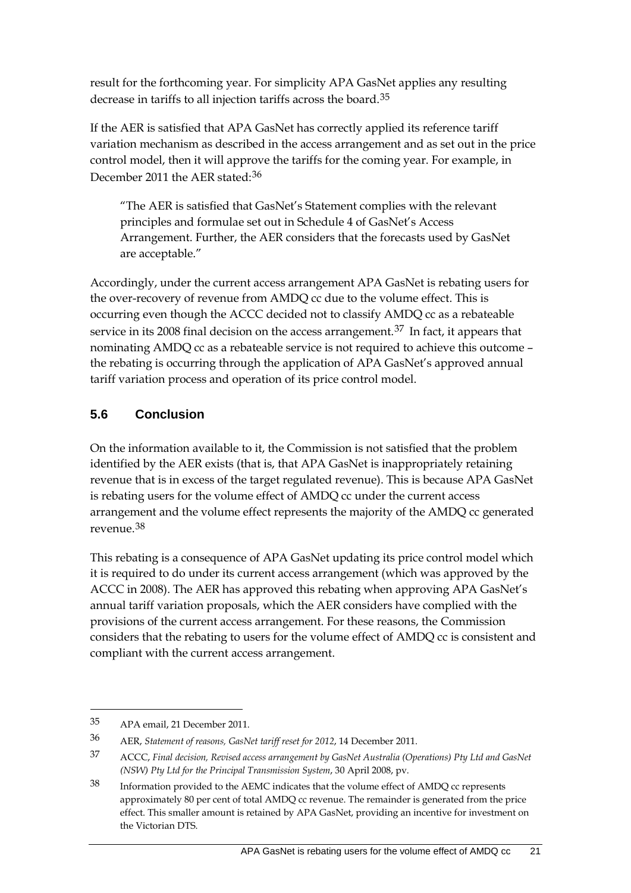result for the forthcoming year. For simplicity APA GasNet applies any resulting decrease in tariffs to all injection tariffs across the board.[35]

If the AER is satisfied that APA GasNet has correctly applied its reference tariff variation mechanism as described in the access arrangement and as set out in the price control model, then it will approve the tariffs for the coming year. For example, in December 2011 the AER stated:[36]

> "The AER is satisfied that GasNet's Statement complies with the relevant principles and formulae set out in Schedule 4 of GasNet's Access Arrangement. Further, the AER considers that the forecasts used by GasNet are acceptable."

Accordingly, under the current access arrangement APA GasNet is rebating users for the over-recovery of revenue from AMDQ cc due to the volume effect. This is occurring even though the ACCC decided not to classify AMDQ cc as a rebateable service in its 2008 final decision on the access arrangement.[37] In fact, it appears that nominating AMDQ cc as a rebateable service is not required to achieve this outcome – the rebating is occurring through the application of APA GasNet's approved annual tariff variation process and operation of its price control model.

## 5.6 Conclusion

On the information available to it, the Commission is not satisfied that the problem identified by the AER exists (that is, that APA GasNet is inappropriately retaining revenue that is in excess of the target regulated revenue). This is because APA GasNet is rebating users for the volume effect of AMDQ cc under the current access arrangement and the volume effect represents the majority of the AMDQ cc generated revenue.[38]

This rebating is a consequence of APA GasNet updating its price control model which it is required to do under its current access arrangement (which was approved by the ACCC in 2008). The AER has approved this rebating when approving APA GasNet's annual tariff variation proposals, which the AER considers have complied with the provisions of the current access arrangement. For these reasons, the Commission considers that the rebating to users for the volume effect of AMDQ cc is consistent and compliant with the current access arrangement.

---

35 APA email, 21 December 2011.

36 AER, *Statement of reasons, GasNet tariff reset for 2012*, 14 December 2011.

37 ACCC, *Final decision, Revised access arrangement by GasNet Australia (Operations) Pty Ltd and GasNet (NSW) Pty Ltd for the Principal Transmission System*, 30 April 2008, pv.

38 Information provided to the AEMC indicates that the volume effect of AMDQ cc represents approximately 80 per cent of total AMDQ cc revenue. The remainder is generated from the price effect. This smaller amount is retained by APA GasNet, providing an incentive for investment on the Victorian DTS.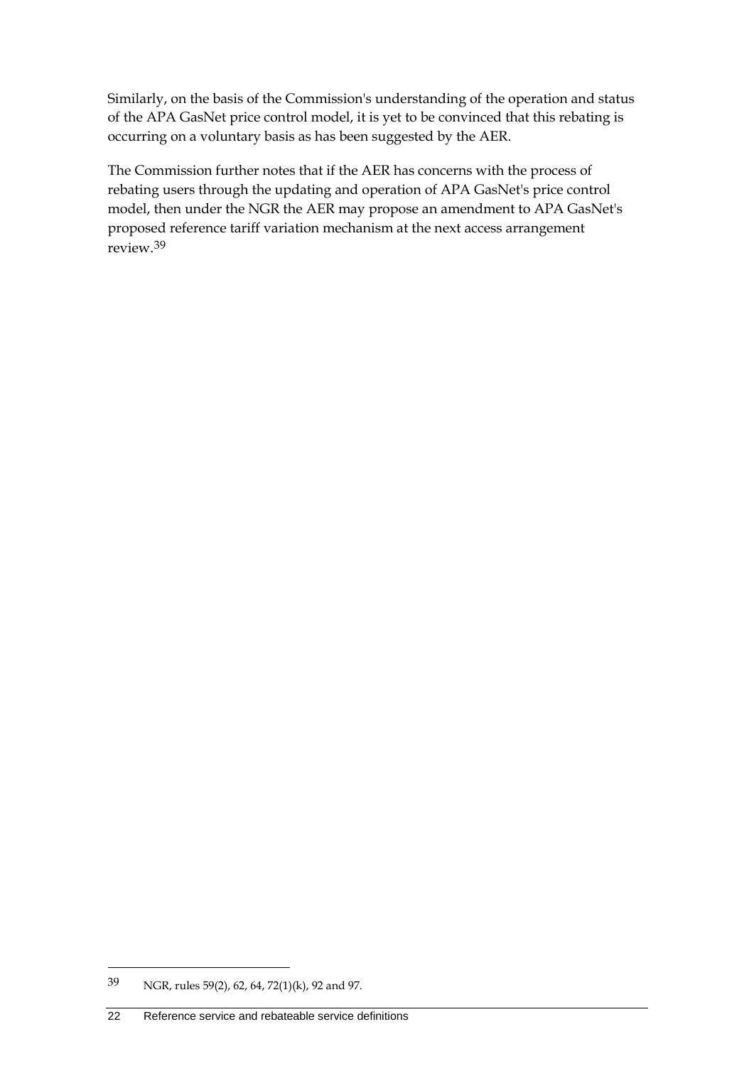Similarly, on the basis of the Commission's understanding of the operation and status of the APA GasNet price control model, it is yet to be convinced that this rebating is occurring on a voluntary basis as has been suggested by the AER.

The Commission further notes that if the AER has concerns with the process of rebating users through the updating and operation of APA GasNet's price control model, then under the NGR the AER may propose an amendment to APA GasNet's proposed reference tariff variation mechanism at the next access arrangement review.[39]

---

[39] NGR, rules 59(2), 62, 64, 72(1)(k), 92 and 97.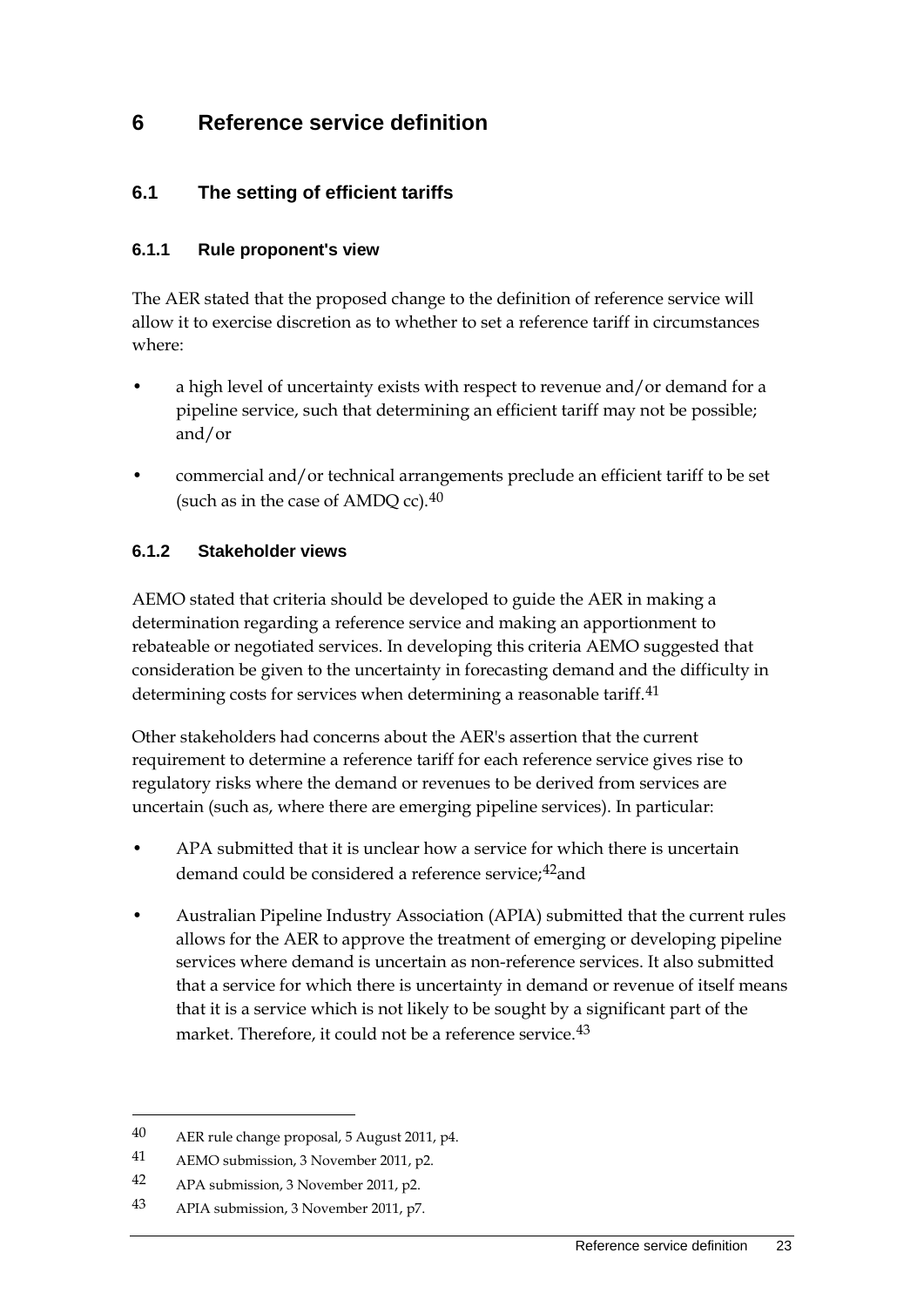# 6 Reference service definition

## 6.1 The setting of efficient tariffs

### 6.1.1 Rule proponent's view

The AER stated that the proposed change to the definition of reference service will allow it to exercise discretion as to whether to set a reference tariff in circumstances where:

- a high level of uncertainty exists with respect to revenue and/or demand for a pipeline service, such that determining an efficient tariff may not be possible; and/or
- commercial and/or technical arrangements preclude an efficient tariff to be set (such as in the case of AMDQ cc).[40]

### 6.1.2 Stakeholder views

AEMO stated that criteria should be developed to guide the AER in making a determination regarding a reference service and making an apportionment to rebateable or negotiated services. In developing this criteria AEMO suggested that consideration be given to the uncertainty in forecasting demand and the difficulty in determining costs for services when determining a reasonable tariff.[41]

Other stakeholders had concerns about the AER's assertion that the current requirement to determine a reference tariff for each reference service gives rise to regulatory risks where the demand or revenues to be derived from services are uncertain (such as, where there are emerging pipeline services). In particular:

- APA submitted that it is unclear how a service for which there is uncertain demand could be considered a reference service;[42]and
- Australian Pipeline Industry Association (APIA) submitted that the current rules allows for the AER to approve the treatment of emerging or developing pipeline services where demand is uncertain as non-reference services. It also submitted that a service for which there is uncertainty in demand or revenue of itself means that it is a service which is not likely to be sought by a significant part of the market. Therefore, it could not be a reference service.[43]

---

40 AER rule change proposal, 5 August 2011, p4.

41 AEMO submission, 3 November 2011, p2.

42 APA submission, 3 November 2011, p2.

43 APIA submission, 3 November 2011, p7.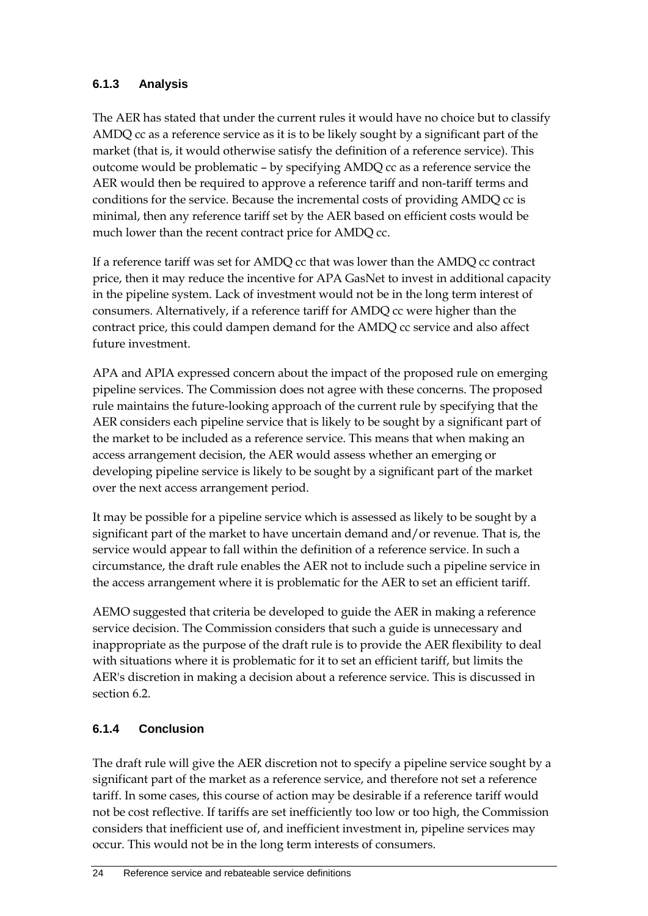### 6.1.3 Analysis

The AER has stated that under the current rules it would have no choice but to classify AMDQ cc as a reference service as it is to be likely sought by a significant part of the market (that is, it would otherwise satisfy the definition of a reference service). This outcome would be problematic – by specifying AMDQ cc as a reference service the AER would then be required to approve a reference tariff and non-tariff terms and conditions for the service. Because the incremental costs of providing AMDQ cc is minimal, then any reference tariff set by the AER based on efficient costs would be much lower than the recent contract price for AMDQ cc.

If a reference tariff was set for AMDQ cc that was lower than the AMDQ cc contract price, then it may reduce the incentive for APA GasNet to invest in additional capacity in the pipeline system. Lack of investment would not be in the long term interest of consumers. Alternatively, if a reference tariff for AMDQ cc were higher than the contract price, this could dampen demand for the AMDQ cc service and also affect future investment.

APA and APIA expressed concern about the impact of the proposed rule on emerging pipeline services. The Commission does not agree with these concerns. The proposed rule maintains the future-looking approach of the current rule by specifying that the AER considers each pipeline service that is likely to be sought by a significant part of the market to be included as a reference service. This means that when making an access arrangement decision, the AER would assess whether an emerging or developing pipeline service is likely to be sought by a significant part of the market over the next access arrangement period.

It may be possible for a pipeline service which is assessed as likely to be sought by a significant part of the market to have uncertain demand and/or revenue. That is, the service would appear to fall within the definition of a reference service. In such a circumstance, the draft rule enables the AER not to include such a pipeline service in the access arrangement where it is problematic for the AER to set an efficient tariff.

AEMO suggested that criteria be developed to guide the AER in making a reference service decision. The Commission considers that such a guide is unnecessary and inappropriate as the purpose of the draft rule is to provide the AER flexibility to deal with situations where it is problematic for it to set an efficient tariff, but limits the AER's discretion in making a decision about a reference service. This is discussed in section 6.2.

### 6.1.4 Conclusion

The draft rule will give the AER discretion not to specify a pipeline service sought by a significant part of the market as a reference service, and therefore not set a reference tariff. In some cases, this course of action may be desirable if a reference tariff would not be cost reflective. If tariffs are set inefficiently too low or too high, the Commission considers that inefficient use of, and inefficient investment in, pipeline services may occur. This would not be in the long term interests of consumers.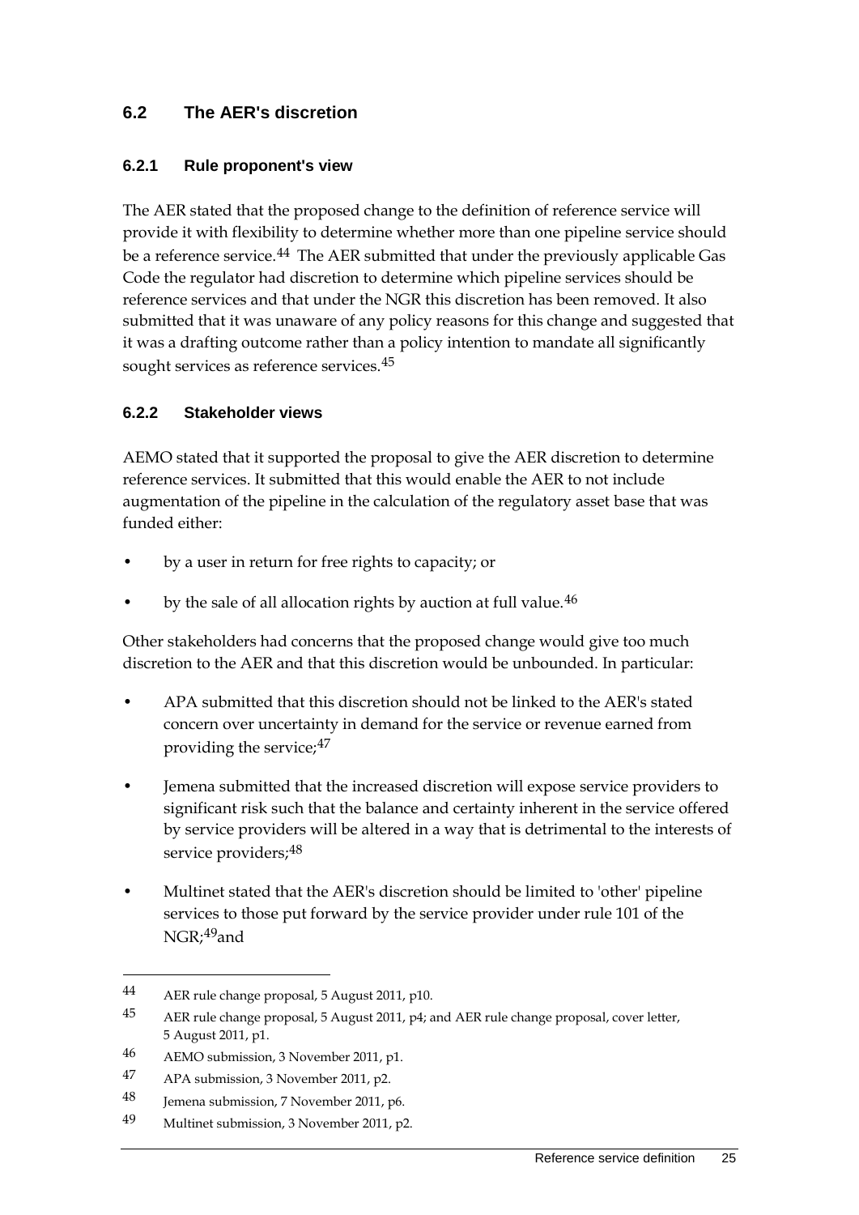## 6.2 The AER's discretion

### 6.2.1 Rule proponent's view

The AER stated that the proposed change to the definition of reference service will provide it with flexibility to determine whether more than one pipeline service should be a reference service.[44] The AER submitted that under the previously applicable Gas Code the regulator had discretion to determine which pipeline services should be reference services and that under the NGR this discretion has been removed. It also submitted that it was unaware of any policy reasons for this change and suggested that it was a drafting outcome rather than a policy intention to mandate all significantly sought services as reference services.[45]

### 6.2.2 Stakeholder views

AEMO stated that it supported the proposal to give the AER discretion to determine reference services. It submitted that this would enable the AER to not include augmentation of the pipeline in the calculation of the regulatory asset base that was funded either:

- by a user in return for free rights to capacity; or
- by the sale of all allocation rights by auction at full value.[46]

Other stakeholders had concerns that the proposed change would give too much discretion to the AER and that this discretion would be unbounded. In particular:

- APA submitted that this discretion should not be linked to the AER's stated concern over uncertainty in demand for the service or revenue earned from providing the service;[47]
- Jemena submitted that the increased discretion will expose service providers to significant risk such that the balance and certainty inherent in the service offered by service providers will be altered in a way that is detrimental to the interests of service providers;[48]
- Multinet stated that the AER's discretion should be limited to 'other' pipeline services to those put forward by the service provider under rule 101 of the NGR;[49] and

---

44 AER rule change proposal, 5 August 2011, p10.

45 AER rule change proposal, 5 August 2011, p4; and AER rule change proposal, cover letter, 5 August 2011, p1.

46 AEMO submission, 3 November 2011, p1.

47 APA submission, 3 November 2011, p2.

48 Jemena submission, 7 November 2011, p6.

49 Multinet submission, 3 November 2011, p2.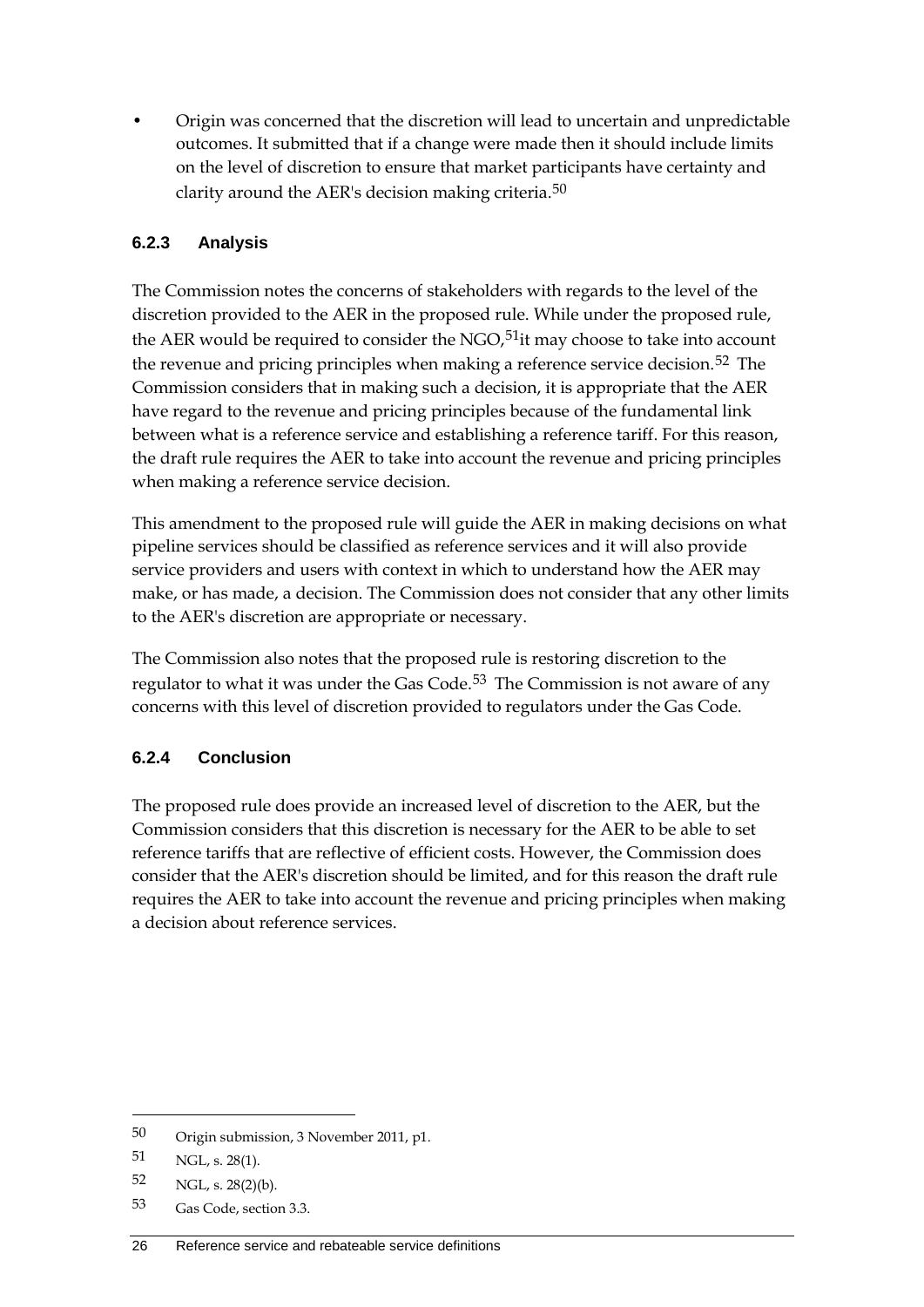- Origin was concerned that the discretion will lead to uncertain and unpredictable outcomes. It submitted that if a change were made then it should include limits on the level of discretion to ensure that market participants have certainty and clarity around the AER's decision making criteria.[50]

### 6.2.3 Analysis

The Commission notes the concerns of stakeholders with regards to the level of the discretion provided to the AER in the proposed rule. While under the proposed rule, the AER would be required to consider the NGO,[51]it may choose to take into account the revenue and pricing principles when making a reference service decision.[52] The Commission considers that in making such a decision, it is appropriate that the AER have regard to the revenue and pricing principles because of the fundamental link between what is a reference service and establishing a reference tariff. For this reason, the draft rule requires the AER to take into account the revenue and pricing principles when making a reference service decision.

This amendment to the proposed rule will guide the AER in making decisions on what pipeline services should be classified as reference services and it will also provide service providers and users with context in which to understand how the AER may make, or has made, a decision. The Commission does not consider that any other limits to the AER's discretion are appropriate or necessary.

The Commission also notes that the proposed rule is restoring discretion to the regulator to what it was under the Gas Code.[53] The Commission is not aware of any concerns with this level of discretion provided to regulators under the Gas Code.

### 6.2.4 Conclusion

The proposed rule does provide an increased level of discretion to the AER, but the Commission considers that this discretion is necessary for the AER to be able to set reference tariffs that are reflective of efficient costs. However, the Commission does consider that the AER's discretion should be limited, and for this reason the draft rule requires the AER to take into account the revenue and pricing principles when making a decision about reference services.

---

[50] Origin submission, 3 November 2011, p1.

[51] NGL, s. 28(1).

[52] NGL, s. 28(2)(b).

[53] Gas Code, section 3.3.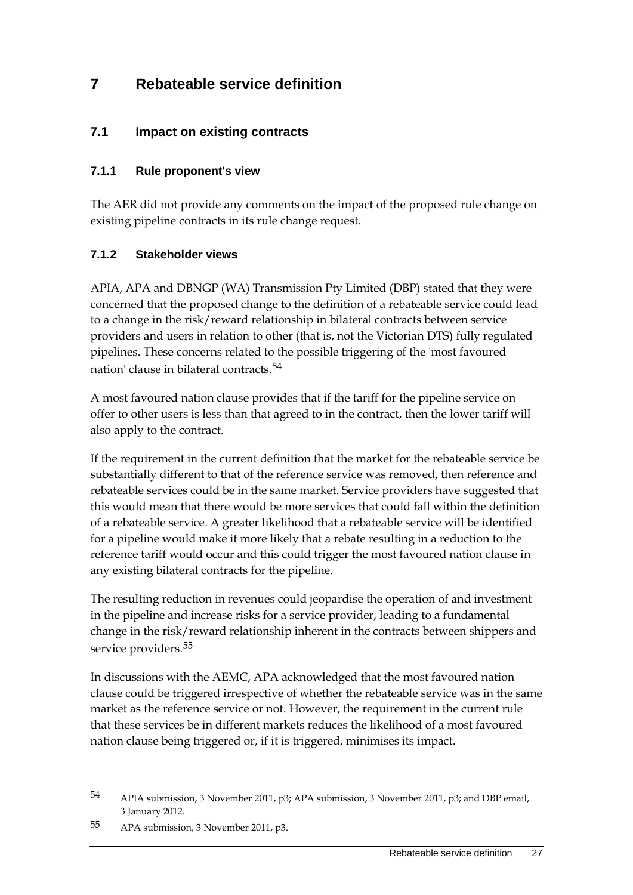# 7 Rebateable service definition

## 7.1 Impact on existing contracts

### 7.1.1 Rule proponent's view

The AER did not provide any comments on the impact of the proposed rule change on existing pipeline contracts in its rule change request.

### 7.1.2 Stakeholder views

APIA, APA and DBNGP (WA) Transmission Pty Limited (DBP) stated that they were concerned that the proposed change to the definition of a rebateable service could lead to a change in the risk/reward relationship in bilateral contracts between service providers and users in relation to other (that is, not the Victorian DTS) fully regulated pipelines. These concerns related to the possible triggering of the 'most favoured nation' clause in bilateral contracts.[54]

A most favoured nation clause provides that if the tariff for the pipeline service on offer to other users is less than that agreed to in the contract, then the lower tariff will also apply to the contract.

If the requirement in the current definition that the market for the rebateable service be substantially different to that of the reference service was removed, then reference and rebateable services could be in the same market. Service providers have suggested that this would mean that there would be more services that could fall within the definition of a rebateable service. A greater likelihood that a rebateable service will be identified for a pipeline would make it more likely that a rebate resulting in a reduction to the reference tariff would occur and this could trigger the most favoured nation clause in any existing bilateral contracts for the pipeline.

The resulting reduction in revenues could jeopardise the operation of and investment in the pipeline and increase risks for a service provider, leading to a fundamental change in the risk/reward relationship inherent in the contracts between shippers and service providers.[55]

In discussions with the AEMC, APA acknowledged that the most favoured nation clause could be triggered irrespective of whether the rebateable service was in the same market as the reference service or not. However, the requirement in the current rule that these services be in different markets reduces the likelihood of a most favoured nation clause being triggered or, if it is triggered, minimises its impact.

---

54 APIA submission, 3 November 2011, p3; APA submission, 3 November 2011, p3; and DBP email, 3 January 2012.

55 APA submission, 3 November 2011, p3.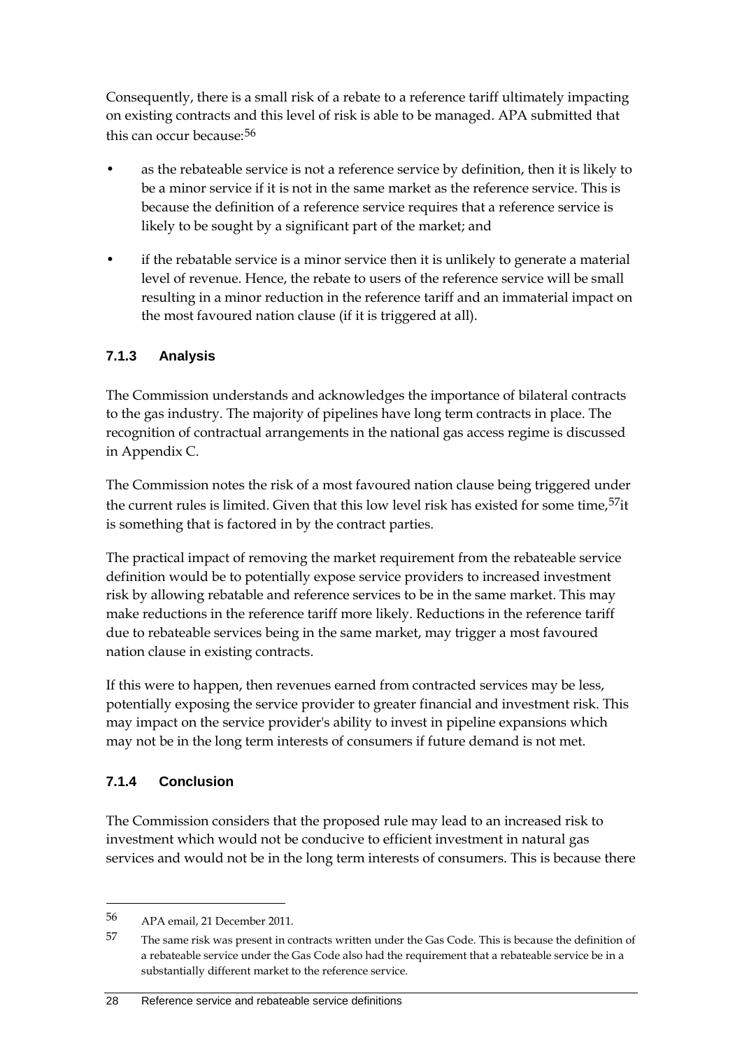Consequently, there is a small risk of a rebate to a reference tariff ultimately impacting on existing contracts and this level of risk is able to be managed. APA submitted that this can occur because:[56]

- as the rebateable service is not a reference service by definition, then it is likely to be a minor service if it is not in the same market as the reference service. This is because the definition of a reference service requires that a reference service is likely to be sought by a significant part of the market; and
- if the rebatable service is a minor service then it is unlikely to generate a material level of revenue. Hence, the rebate to users of the reference service will be small resulting in a minor reduction in the reference tariff and an immaterial impact on the most favoured nation clause (if it is triggered at all).

### 7.1.3 Analysis

The Commission understands and acknowledges the importance of bilateral contracts to the gas industry. The majority of pipelines have long term contracts in place. The recognition of contractual arrangements in the national gas access regime is discussed in Appendix C.

The Commission notes the risk of a most favoured nation clause being triggered under the current rules is limited. Given that this low level risk has existed for some time,[57]it is something that is factored in by the contract parties.

The practical impact of removing the market requirement from the rebateable service definition would be to potentially expose service providers to increased investment risk by allowing rebatable and reference services to be in the same market. This may make reductions in the reference tariff more likely. Reductions in the reference tariff due to rebateable services being in the same market, may trigger a most favoured nation clause in existing contracts.

If this were to happen, then revenues earned from contracted services may be less, potentially exposing the service provider to greater financial and investment risk. This may impact on the service provider's ability to invest in pipeline expansions which may not be in the long term interests of consumers if future demand is not met.

### 7.1.4 Conclusion

The Commission considers that the proposed rule may lead to an increased risk to investment which would not be conducive to efficient investment in natural gas services and would not be in the long term interests of consumers. This is because there

---

56 APA email, 21 December 2011.

57 The same risk was present in contracts written under the Gas Code. This is because the definition of a rebateable service under the Gas Code also had the requirement that a rebateable service be in a substantially different market to the reference service.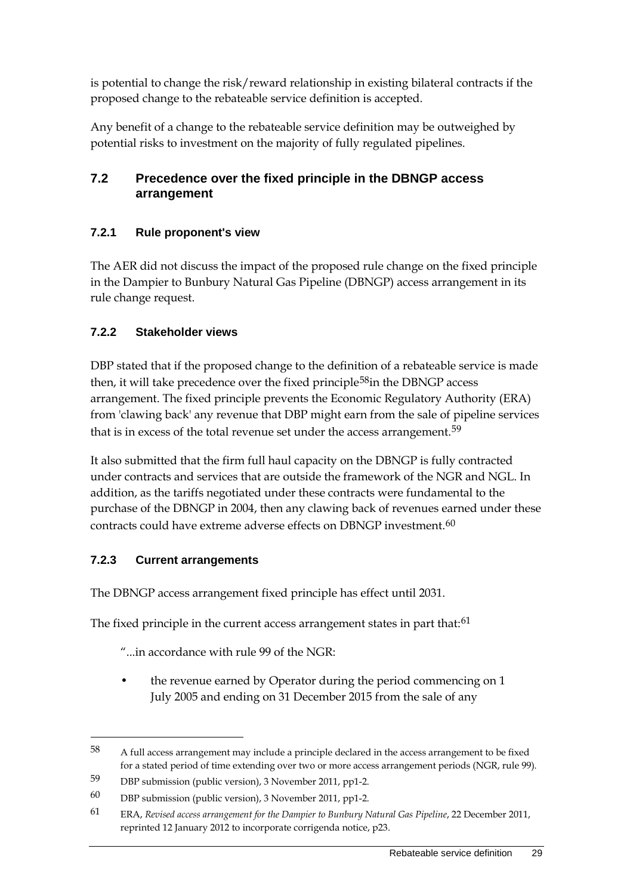is potential to change the risk/reward relationship in existing bilateral contracts if the proposed change to the rebateable service definition is accepted.

Any benefit of a change to the rebateable service definition may be outweighed by potential risks to investment on the majority of fully regulated pipelines.

## 7.2 Precedence over the fixed principle in the DBNGP access arrangement

### 7.2.1 Rule proponent's view

The AER did not discuss the impact of the proposed rule change on the fixed principle in the Dampier to Bunbury Natural Gas Pipeline (DBNGP) access arrangement in its rule change request.

### 7.2.2 Stakeholder views

DBP stated that if the proposed change to the definition of a rebateable service is made then, it will take precedence over the fixed principle[58]in the DBNGP access arrangement. The fixed principle prevents the Economic Regulatory Authority (ERA) from 'clawing back' any revenue that DBP might earn from the sale of pipeline services that is in excess of the total revenue set under the access arrangement.[59]

It also submitted that the firm full haul capacity on the DBNGP is fully contracted under contracts and services that are outside the framework of the NGR and NGL. In addition, as the tariffs negotiated under these contracts were fundamental to the purchase of the DBNGP in 2004, then any clawing back of revenues earned under these contracts could have extreme adverse effects on DBNGP investment.[60]

### 7.2.3 Current arrangements

The DBNGP access arrangement fixed principle has effect until 2031.

The fixed principle in the current access arrangement states in part that:[61]

> "...in accordance with rule 99 of the NGR:
>
> - the revenue earned by Operator during the period commencing on 1 July 2005 and ending on 31 December 2015 from the sale of any

---

58 A full access arrangement may include a principle declared in the access arrangement to be fixed for a stated period of time extending over two or more access arrangement periods (NGR, rule 99).

59 DBP submission (public version), 3 November 2011, pp1-2.

60 DBP submission (public version), 3 November 2011, pp1-2.

61 ERA, *Revised access arrangement for the Dampier to Bunbury Natural Gas Pipeline*, 22 December 2011, reprinted 12 January 2012 to incorporate corrigenda notice, p23.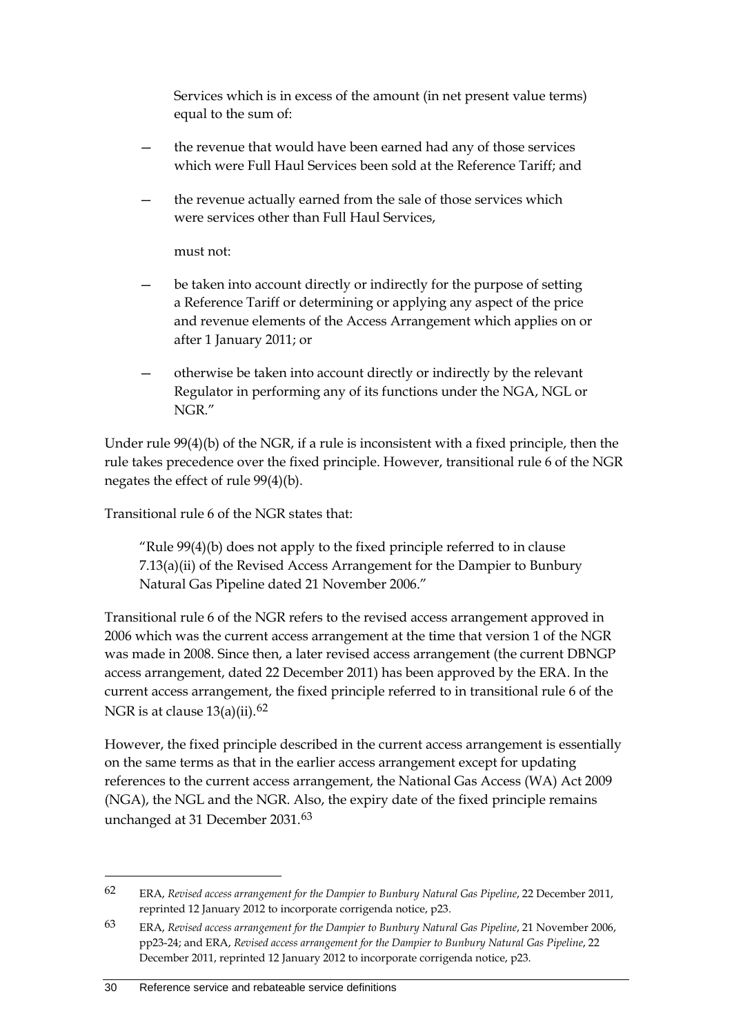> Services which is in excess of the amount (in net present value terms) equal to the sum of:
>
> — the revenue that would have been earned had any of those services which were Full Haul Services been sold at the Reference Tariff; and
>
> — the revenue actually earned from the sale of those services which were services other than Full Haul Services,
>
> must not:
>
> — be taken into account directly or indirectly for the purpose of setting a Reference Tariff or determining or applying any aspect of the price and revenue elements of the Access Arrangement which applies on or after 1 January 2011; or
>
> — otherwise be taken into account directly or indirectly by the relevant Regulator in performing any of its functions under the NGA, NGL or NGR."

Under rule 99(4)(b) of the NGR, if a rule is inconsistent with a fixed principle, then the rule takes precedence over the fixed principle. However, transitional rule 6 of the NGR negates the effect of rule 99(4)(b).

Transitional rule 6 of the NGR states that:

> "Rule 99(4)(b) does not apply to the fixed principle referred to in clause 7.13(a)(ii) of the Revised Access Arrangement for the Dampier to Bunbury Natural Gas Pipeline dated 21 November 2006."

Transitional rule 6 of the NGR refers to the revised access arrangement approved in 2006 which was the current access arrangement at the time that version 1 of the NGR was made in 2008. Since then, a later revised access arrangement (the current DBNGP access arrangement, dated 22 December 2011) has been approved by the ERA. In the current access arrangement, the fixed principle referred to in transitional rule 6 of the NGR is at clause 13(a)(ii).[62]

However, the fixed principle described in the current access arrangement is essentially on the same terms as that in the earlier access arrangement except for updating references to the current access arrangement, the National Gas Access (WA) Act 2009 (NGA), the NGL and the NGR. Also, the expiry date of the fixed principle remains unchanged at 31 December 2031.[63]

---

62 ERA, *Revised access arrangement for the Dampier to Bunbury Natural Gas Pipeline*, 22 December 2011, reprinted 12 January 2012 to incorporate corrigenda notice, p23.

63 ERA, *Revised access arrangement for the Dampier to Bunbury Natural Gas Pipeline*, 21 November 2006, pp23-24; and ERA, *Revised access arrangement for the Dampier to Bunbury Natural Gas Pipeline*, 22 December 2011, reprinted 12 January 2012 to incorporate corrigenda notice, p23.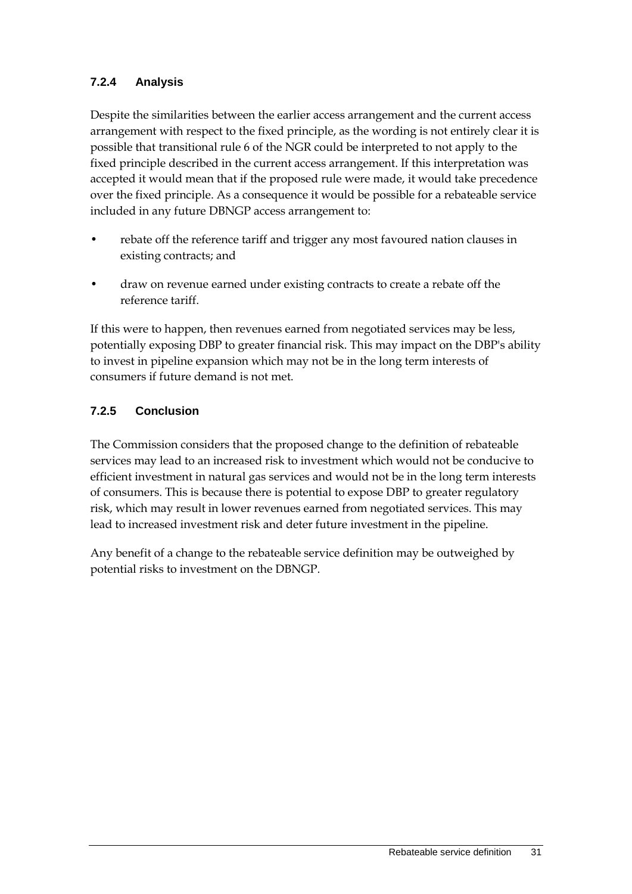### 7.2.4 Analysis

Despite the similarities between the earlier access arrangement and the current access arrangement with respect to the fixed principle, as the wording is not entirely clear it is possible that transitional rule 6 of the NGR could be interpreted to not apply to the fixed principle described in the current access arrangement. If this interpretation was accepted it would mean that if the proposed rule were made, it would take precedence over the fixed principle. As a consequence it would be possible for a rebateable service included in any future DBNGP access arrangement to:

- rebate off the reference tariff and trigger any most favoured nation clauses in existing contracts; and
- draw on revenue earned under existing contracts to create a rebate off the reference tariff.

If this were to happen, then revenues earned from negotiated services may be less, potentially exposing DBP to greater financial risk. This may impact on the DBP's ability to invest in pipeline expansion which may not be in the long term interests of consumers if future demand is not met.

### 7.2.5 Conclusion

The Commission considers that the proposed change to the definition of rebateable services may lead to an increased risk to investment which would not be conducive to efficient investment in natural gas services and would not be in the long term interests of consumers. This is because there is potential to expose DBP to greater regulatory risk, which may result in lower revenues earned from negotiated services. This may lead to increased investment risk and deter future investment in the pipeline.

Any benefit of a change to the rebateable service definition may be outweighed by potential risks to investment on the DBNGP.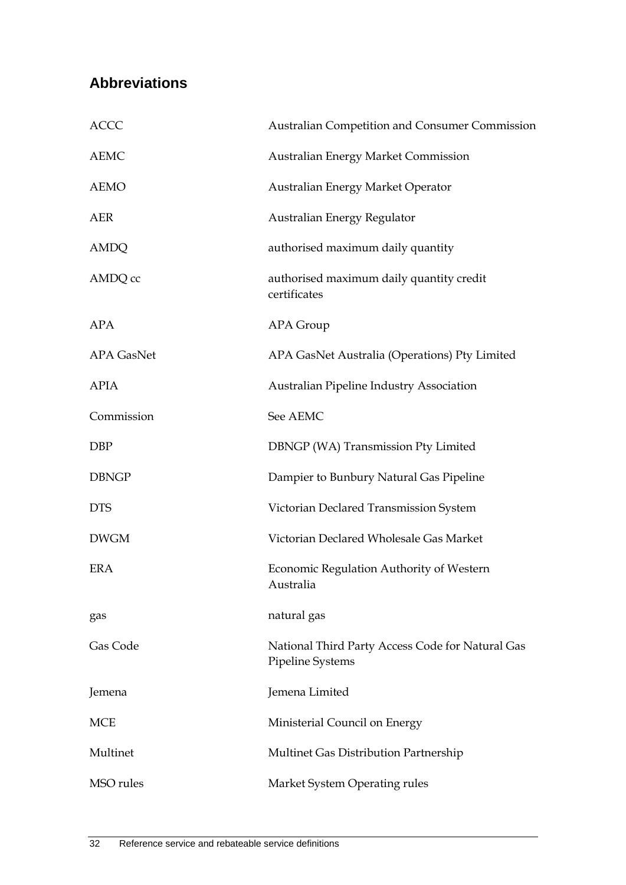## Abbreviations

| | |
|---|---|
| ACCC | Australian Competition and Consumer Commission |
| AEMC | Australian Energy Market Commission |
| AEMO | Australian Energy Market Operator |
| AER | Australian Energy Regulator |
| AMDQ | authorised maximum daily quantity |
| AMDQ cc | authorised maximum daily quantity credit certificates |
| APA | APA Group |
| APA GasNet | APA GasNet Australia (Operations) Pty Limited |
| APIA | Australian Pipeline Industry Association |
| Commission | See AEMC |
| DBP | DBNGP (WA) Transmission Pty Limited |
| DBNGP | Dampier to Bunbury Natural Gas Pipeline |
| DTS | Victorian Declared Transmission System |
| DWGM | Victorian Declared Wholesale Gas Market |
| ERA | Economic Regulation Authority of Western Australia |
| gas | natural gas |
| Gas Code | National Third Party Access Code for Natural Gas Pipeline Systems |
| Jemena | Jemena Limited |
| MCE | Ministerial Council on Energy |
| Multinet | Multinet Gas Distribution Partnership |
| MSO rules | Market System Operating rules |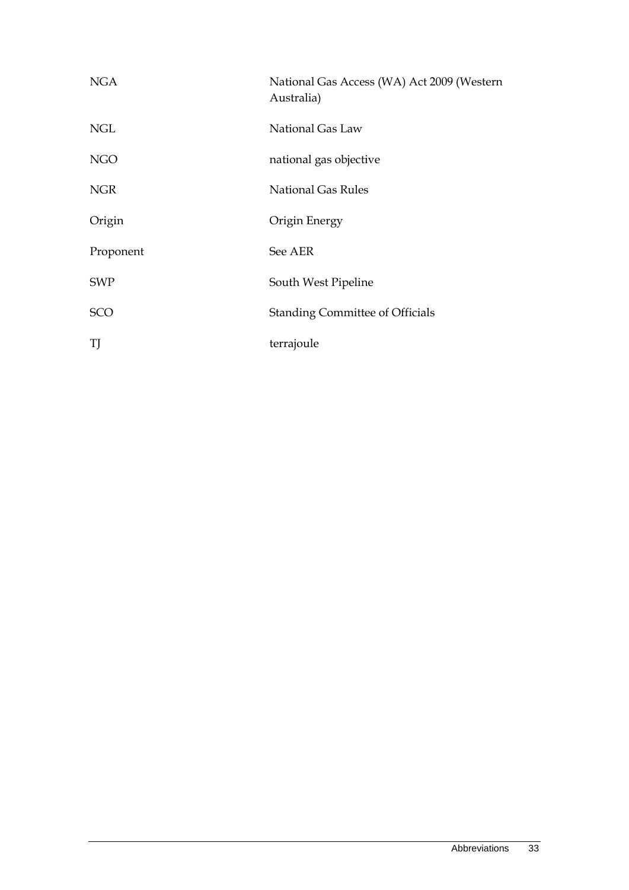| | |
|---|---|
| NGA | National Gas Access (WA) Act 2009 (Western Australia) |
| NGL | National Gas Law |
| NGO | national gas objective |
| NGR | National Gas Rules |
| Origin | Origin Energy |
| Proponent | See AER |
| SWP | South West Pipeline |
| SCO | Standing Committee of Officials |
| TJ | terrajoule |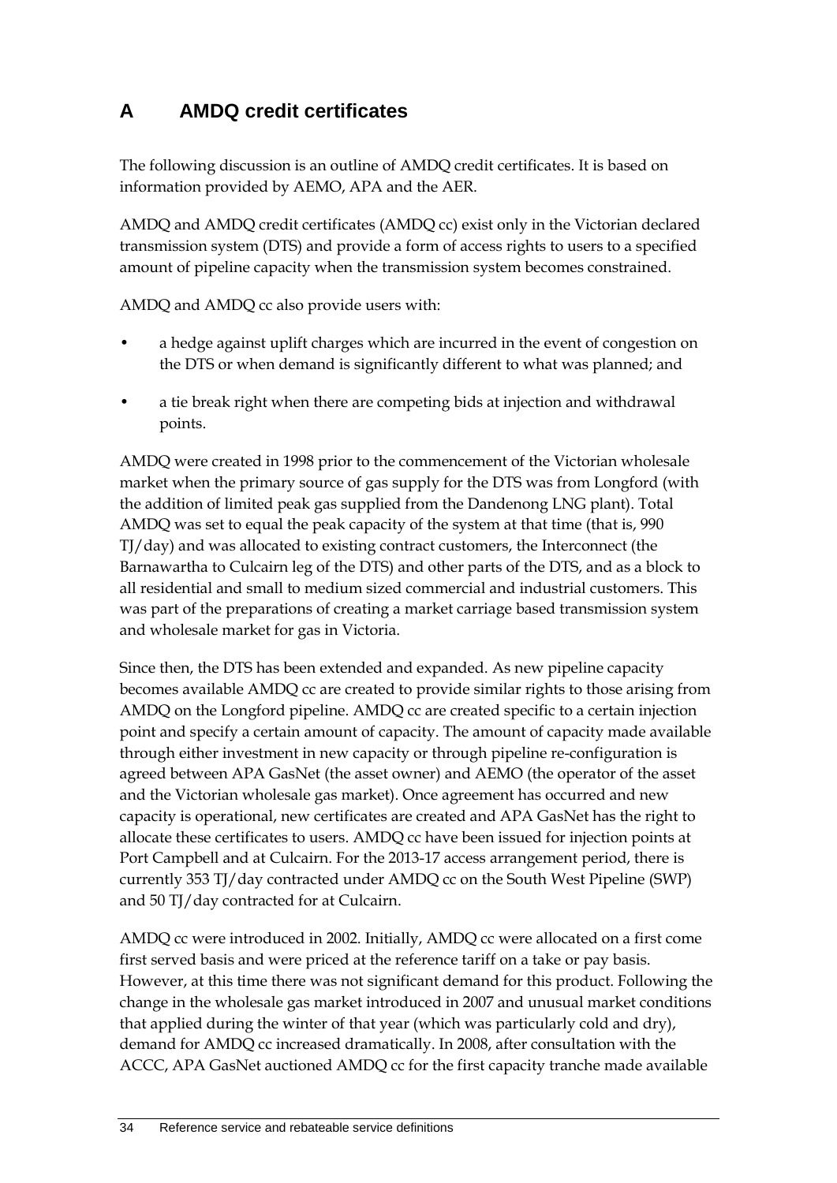# A AMDQ credit certificates

The following discussion is an outline of AMDQ credit certificates. It is based on information provided by AEMO, APA and the AER.

AMDQ and AMDQ credit certificates (AMDQ cc) exist only in the Victorian declared transmission system (DTS) and provide a form of access rights to users to a specified amount of pipeline capacity when the transmission system becomes constrained.

AMDQ and AMDQ cc also provide users with:

- a hedge against uplift charges which are incurred in the event of congestion on the DTS or when demand is significantly different to what was planned; and
- a tie break right when there are competing bids at injection and withdrawal points.

AMDQ were created in 1998 prior to the commencement of the Victorian wholesale market when the primary source of gas supply for the DTS was from Longford (with the addition of limited peak gas supplied from the Dandenong LNG plant). Total AMDQ was set to equal the peak capacity of the system at that time (that is, 990 TJ/day) and was allocated to existing contract customers, the Interconnect (the Barnawartha to Culcairn leg of the DTS) and other parts of the DTS, and as a block to all residential and small to medium sized commercial and industrial customers. This was part of the preparations of creating a market carriage based transmission system and wholesale market for gas in Victoria.

Since then, the DTS has been extended and expanded. As new pipeline capacity becomes available AMDQ cc are created to provide similar rights to those arising from AMDQ on the Longford pipeline. AMDQ cc are created specific to a certain injection point and specify a certain amount of capacity. The amount of capacity made available through either investment in new capacity or through pipeline re-configuration is agreed between APA GasNet (the asset owner) and AEMO (the operator of the asset and the Victorian wholesale gas market). Once agreement has occurred and new capacity is operational, new certificates are created and APA GasNet has the right to allocate these certificates to users. AMDQ cc have been issued for injection points at Port Campbell and at Culcairn. For the 2013-17 access arrangement period, there is currently 353 TJ/day contracted under AMDQ cc on the South West Pipeline (SWP) and 50 TJ/day contracted for at Culcairn.

AMDQ cc were introduced in 2002. Initially, AMDQ cc were allocated on a first come first served basis and were priced at the reference tariff on a take or pay basis. However, at this time there was not significant demand for this product. Following the change in the wholesale gas market introduced in 2007 and unusual market conditions that applied during the winter of that year (which was particularly cold and dry), demand for AMDQ cc increased dramatically. In 2008, after consultation with the ACCC, APA GasNet auctioned AMDQ cc for the first capacity tranche made available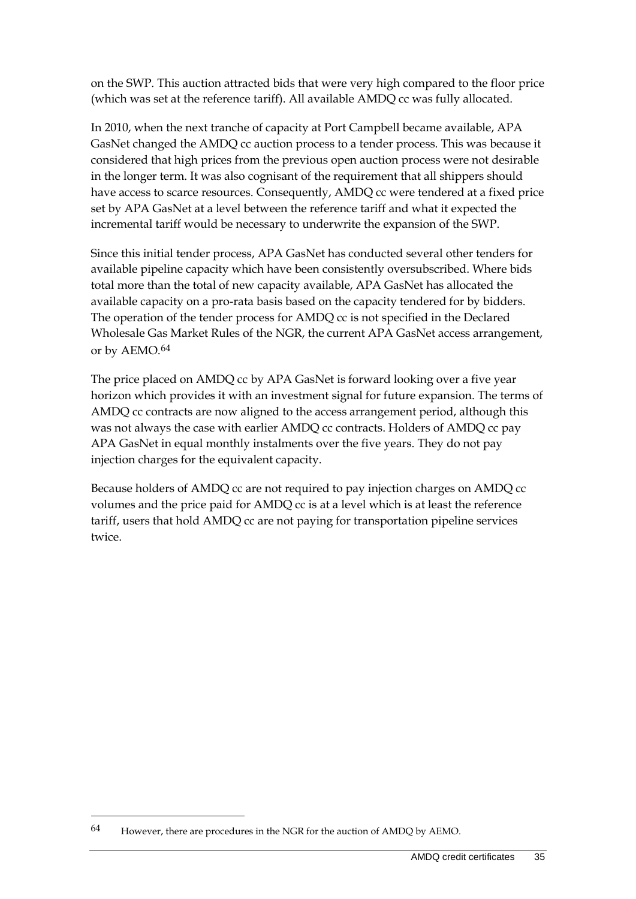on the SWP. This auction attracted bids that were very high compared to the floor price (which was set at the reference tariff). All available AMDQ cc was fully allocated.

In 2010, when the next tranche of capacity at Port Campbell became available, APA GasNet changed the AMDQ cc auction process to a tender process. This was because it considered that high prices from the previous open auction process were not desirable in the longer term. It was also cognisant of the requirement that all shippers should have access to scarce resources. Consequently, AMDQ cc were tendered at a fixed price set by APA GasNet at a level between the reference tariff and what it expected the incremental tariff would be necessary to underwrite the expansion of the SWP.

Since this initial tender process, APA GasNet has conducted several other tenders for available pipeline capacity which have been consistently oversubscribed. Where bids total more than the total of new capacity available, APA GasNet has allocated the available capacity on a pro-rata basis based on the capacity tendered for by bidders. The operation of the tender process for AMDQ cc is not specified in the Declared Wholesale Gas Market Rules of the NGR, the current APA GasNet access arrangement, or by AEMO.[64]

The price placed on AMDQ cc by APA GasNet is forward looking over a five year horizon which provides it with an investment signal for future expansion. The terms of AMDQ cc contracts are now aligned to the access arrangement period, although this was not always the case with earlier AMDQ cc contracts. Holders of AMDQ cc pay APA GasNet in equal monthly instalments over the five years. They do not pay injection charges for the equivalent capacity.

Because holders of AMDQ cc are not required to pay injection charges on AMDQ cc volumes and the price paid for AMDQ cc is at a level which is at least the reference tariff, users that hold AMDQ cc are not paying for transportation pipeline services twice.

---

64 However, there are procedures in the NGR for the auction of AMDQ by AEMO.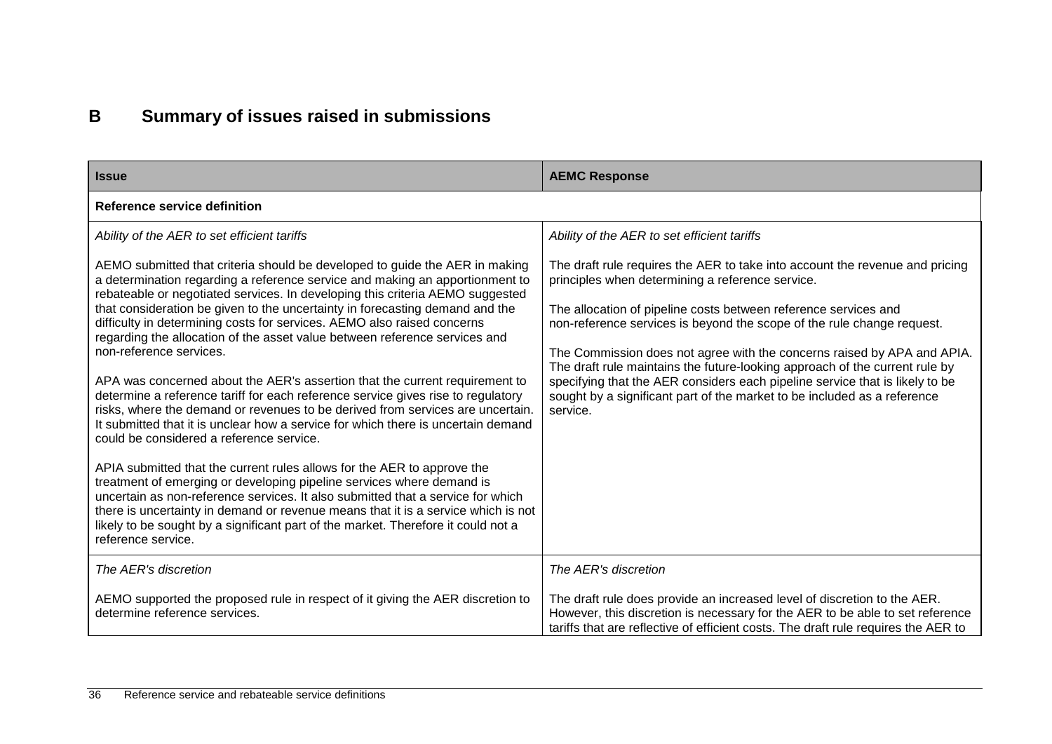# B Summary of issues raised in submissions

| Issue | AEMC Response |
| --- | --- |
| **Reference service definition** | |
| *Ability of the AER to set efficient tariffs*<br><br>AEMO submitted that criteria should be developed to guide the AER in making a determination regarding a reference service and making an apportionment to rebateable or negotiated services. In developing this criteria AEMO suggested that consideration be given to the uncertainty in forecasting demand and the difficulty in determining costs for services. AEMO also raised concerns regarding the allocation of the asset value between reference services and non-reference services.<br><br>APA was concerned about the AER's assertion that the current requirement to determine a reference tariff for each reference service gives rise to regulatory risks, where the demand or revenues to be derived from services are uncertain. It submitted that it is unclear how a service for which there is uncertain demand could be considered a reference service.<br><br>APIA submitted that the current rules allows for the AER to approve the treatment of emerging or developing pipeline services where demand is uncertain as non-reference services. It also submitted that a service for which there is uncertainty in demand or revenue means that it is a service which is not likely to be sought by a significant part of the market. Therefore it could not a reference service. | *Ability of the AER to set efficient tariffs*<br><br>The draft rule requires the AER to take into account the revenue and pricing principles when determining a reference service.<br><br>The allocation of pipeline costs between reference services and non-reference services is beyond the scope of the rule change request.<br><br>The Commission does not agree with the concerns raised by APA and APIA. The draft rule maintains the future-looking approach of the current rule by specifying that the AER considers each pipeline service that is likely to be sought by a significant part of the market to be included as a reference service. |
| *The AER's discretion*<br><br>AEMO supported the proposed rule in respect of it giving the AER discretion to determine reference services. | *The AER's discretion*<br><br>The draft rule does provide an increased level of discretion to the AER. However, this discretion is necessary for the AER to be able to set reference tariffs that are reflective of efficient costs. The draft rule requires the AER to |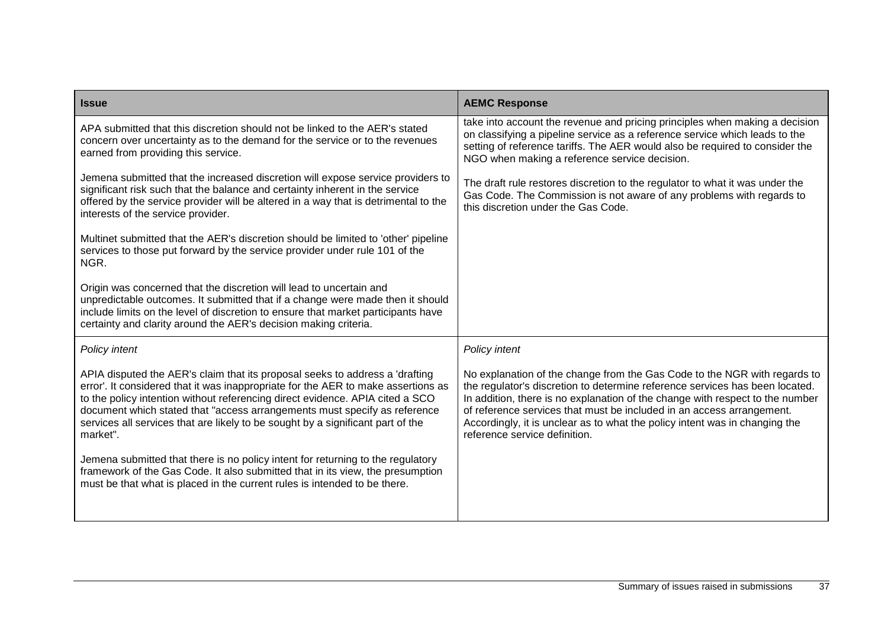| Issue | AEMC Response |
|---|---|
| APA submitted that this discretion should not be linked to the AER's stated concern over uncertainty as to the demand for the service or to the revenues earned from providing this service.<br><br>Jemena submitted that the increased discretion will expose service providers to significant risk such that the balance and certainty inherent in the service offered by the service provider will be altered in a way that is detrimental to the interests of the service provider.<br><br>Multinet submitted that the AER's discretion should be limited to 'other' pipeline services to those put forward by the service provider under rule 101 of the NGR.<br><br>Origin was concerned that the discretion will lead to uncertain and unpredictable outcomes. It submitted that if a change were made then it should include limits on the level of discretion to ensure that market participants have certainty and clarity around the AER's decision making criteria. | take into account the revenue and pricing principles when making a decision on classifying a pipeline service as a reference service which leads to the setting of reference tariffs. The AER would also be required to consider the NGO when making a reference service decision.<br><br>The draft rule restores discretion to the regulator to what it was under the Gas Code. The Commission is not aware of any problems with regards to this discretion under the Gas Code. |
| *Policy intent*<br><br>APIA disputed the AER's claim that its proposal seeks to address a 'drafting error'. It considered that it was inappropriate for the AER to make assertions as to the policy intention without referencing direct evidence. APIA cited a SCO document which stated that "access arrangements must specify as reference services all services that are likely to be sought by a significant part of the market".<br><br>Jemena submitted that there is no policy intent for returning to the regulatory framework of the Gas Code. It also submitted that in its view, the presumption must be that what is placed in the current rules is intended to be there. | *Policy intent*<br><br>No explanation of the change from the Gas Code to the NGR with regards to the regulator's discretion to determine reference services has been located. In addition, there is no explanation of the change with respect to the number of reference services that must be included in an access arrangement. Accordingly, it is unclear as to what the policy intent was in changing the reference service definition. |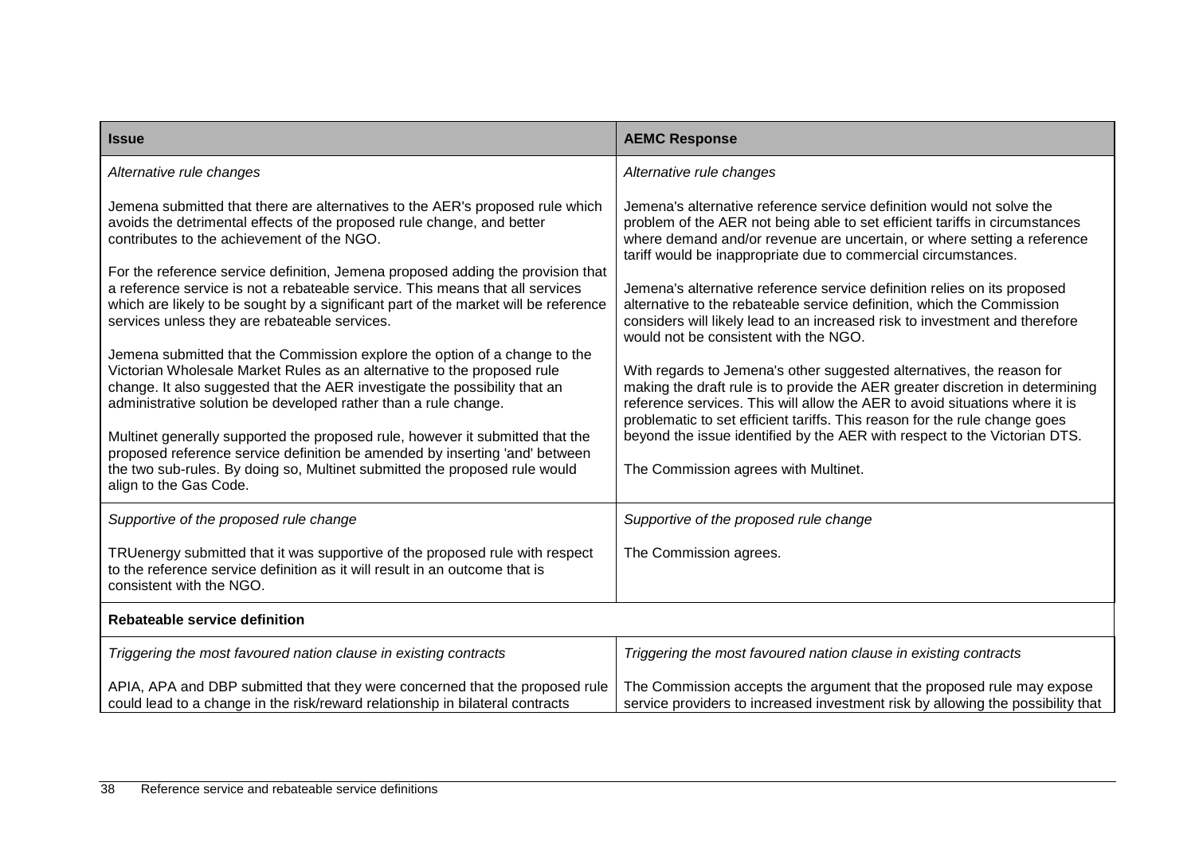| Issue | AEMC Response |
|---|---|
| *Alternative rule changes*<br><br>Jemena submitted that there are alternatives to the AER's proposed rule which avoids the detrimental effects of the proposed rule change, and better contributes to the achievement of the NGO.<br><br>For the reference service definition, Jemena proposed adding the provision that a reference service is not a rebateable service. This means that all services which are likely to be sought by a significant part of the market will be reference services unless they are rebateable services.<br><br>Jemena submitted that the Commission explore the option of a change to the Victorian Wholesale Market Rules as an alternative to the proposed rule change. It also suggested that the AER investigate the possibility that an administrative solution be developed rather than a rule change.<br><br>Multinet generally supported the proposed rule, however it submitted that the proposed reference service definition be amended by inserting 'and' between the two sub-rules. By doing so, Multinet submitted the proposed rule would align to the Gas Code. | *Alternative rule changes*<br><br>Jemena's alternative reference service definition would not solve the problem of the AER not being able to set efficient tariffs in circumstances where demand and/or revenue are uncertain, or where setting a reference tariff would be inappropriate due to commercial circumstances.<br><br>Jemena's alternative reference service definition relies on its proposed alternative to the rebateable service definition, which the Commission considers will likely lead to an increased risk to investment and therefore would not be consistent with the NGO.<br><br>With regards to Jemena's other suggested alternatives, the reason for making the draft rule is to provide the AER greater discretion in determining reference services. This will allow the AER to avoid situations where it is problematic to set efficient tariffs. This reason for the rule change goes beyond the issue identified by the AER with respect to the Victorian DTS.<br><br>The Commission agrees with Multinet. |
| *Supportive of the proposed rule change*<br><br>TRUenergy submitted that it was supportive of the proposed rule with respect to the reference service definition as it will result in an outcome that is consistent with the NGO. | *Supportive of the proposed rule change*<br><br>The Commission agrees. |
| **Rebateable service definition** | |
| *Triggering the most favoured nation clause in existing contracts*<br><br>APIA, APA and DBP submitted that they were concerned that the proposed rule could lead to a change in the risk/reward relationship in bilateral contracts | *Triggering the most favoured nation clause in existing contracts*<br><br>The Commission accepts the argument that the proposed rule may expose service providers to increased investment risk by allowing the possibility that |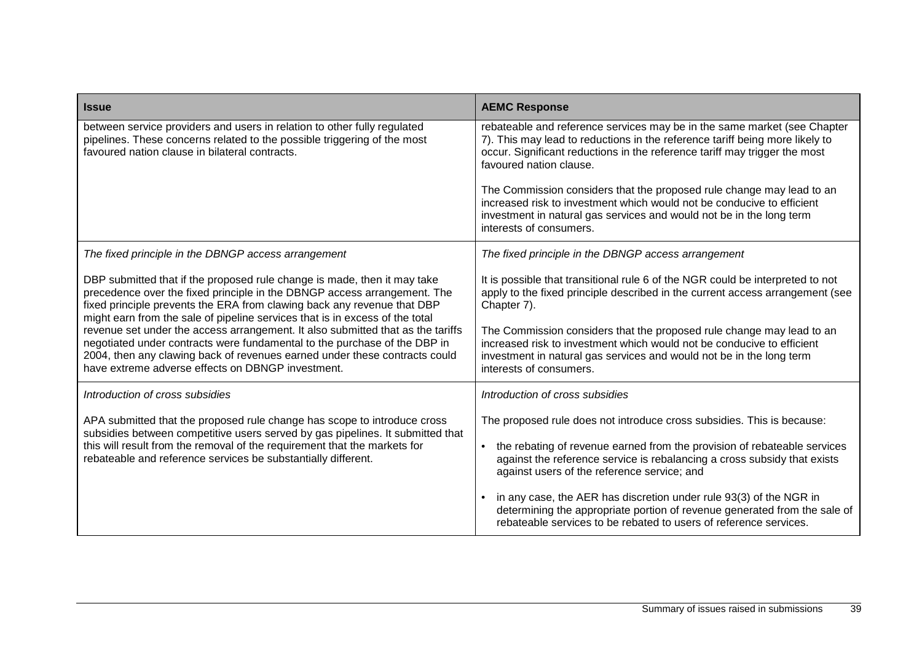| Issue | AEMC Response |
| --- | --- |
| between service providers and users in relation to other fully regulated pipelines. These concerns related to the possible triggering of the most favoured nation clause in bilateral contracts. | rebateable and reference services may be in the same market (see Chapter 7). This may lead to reductions in the reference tariff being more likely to occur. Significant reductions in the reference tariff may trigger the most favoured nation clause.<br><br>The Commission considers that the proposed rule change may lead to an increased risk to investment which would not be conducive to efficient investment in natural gas services and would not be in the long term interests of consumers. |
| *The fixed principle in the DBNGP access arrangement*<br><br>DBP submitted that if the proposed rule change is made, then it may take precedence over the fixed principle in the DBNGP access arrangement. The fixed principle prevents the ERA from clawing back any revenue that DBP might earn from the sale of pipeline services that is in excess of the total revenue set under the access arrangement. It also submitted that as the tariffs negotiated under contracts were fundamental to the purchase of the DBP in 2004, then any clawing back of revenues earned under these contracts could have extreme adverse effects on DBNGP investment. | *The fixed principle in the DBNGP access arrangement*<br><br>It is possible that transitional rule 6 of the NGR could be interpreted to not apply to the fixed principle described in the current access arrangement (see Chapter 7).<br><br>The Commission considers that the proposed rule change may lead to an increased risk to investment which would not be conducive to efficient investment in natural gas services and would not be in the long term interests of consumers. |
| *Introduction of cross subsidies*<br><br>APA submitted that the proposed rule change has scope to introduce cross subsidies between competitive users served by gas pipelines. It submitted that this will result from the removal of the requirement that the markets for rebateable and reference services be substantially different. | *Introduction of cross subsidies*<br><br>The proposed rule does not introduce cross subsidies. This is because:<br><br>• the rebating of revenue earned from the provision of rebateable services against the reference service is rebalancing a cross subsidy that exists against users of the reference service; and<br><br>• in any case, the AER has discretion under rule 93(3) of the NGR in determining the appropriate portion of revenue generated from the sale of rebateable services to be rebated to users of reference services. |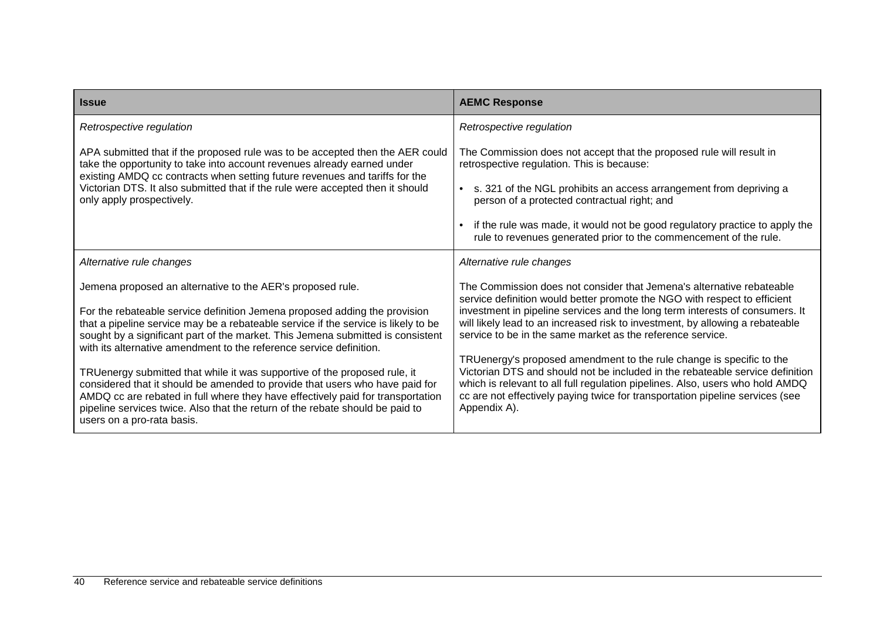| Issue | AEMC Response |
| --- | --- |
| *Retrospective regulation*<br><br>APA submitted that if the proposed rule was to be accepted then the AER could take the opportunity to take into account revenues already earned under existing AMDQ cc contracts when setting future revenues and tariffs for the Victorian DTS. It also submitted that if the rule were accepted then it should only apply prospectively. | *Retrospective regulation*<br><br>The Commission does not accept that the proposed rule will result in retrospective regulation. This is because:<br><br>• s. 321 of the NGL prohibits an access arrangement from depriving a person of a protected contractual right; and<br><br>• if the rule was made, it would not be good regulatory practice to apply the rule to revenues generated prior to the commencement of the rule. |
| *Alternative rule changes*<br><br>Jemena proposed an alternative to the AER's proposed rule.<br><br>For the rebateable service definition Jemena proposed adding the provision that a pipeline service may be a rebateable service if the service is likely to be sought by a significant part of the market. This Jemena submitted is consistent with its alternative amendment to the reference service definition.<br><br>TRUenergy submitted that while it was supportive of the proposed rule, it considered that it should be amended to provide that users who have paid for AMDQ cc are rebated in full where they have effectively paid for transportation pipeline services twice. Also that the return of the rebate should be paid to users on a pro-rata basis. | *Alternative rule changes*<br><br>The Commission does not consider that Jemena's alternative rebateable service definition would better promote the NGO with respect to efficient investment in pipeline services and the long term interests of consumers. It will likely lead to an increased risk to investment, by allowing a rebateable service to be in the same market as the reference service.<br><br>TRUenergy's proposed amendment to the rule change is specific to the Victorian DTS and should not be included in the rebateable service definition which is relevant to all full regulation pipelines. Also, users who hold AMDQ cc are not effectively paying twice for transportation pipeline services (see Appendix A). |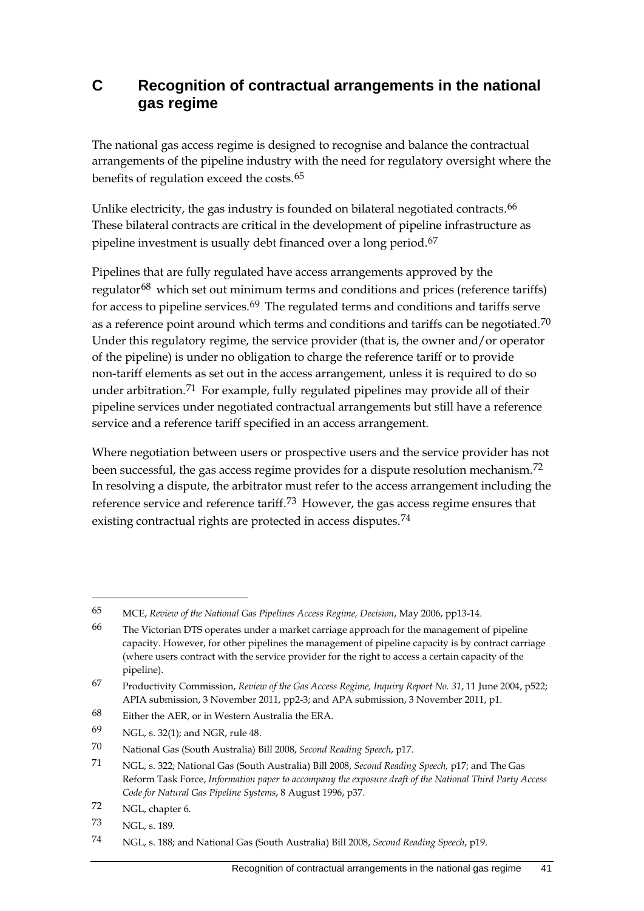# C Recognition of contractual arrangements in the national gas regime

The national gas access regime is designed to recognise and balance the contractual arrangements of the pipeline industry with the need for regulatory oversight where the benefits of regulation exceed the costs.[65]

Unlike electricity, the gas industry is founded on bilateral negotiated contracts.[66] These bilateral contracts are critical in the development of pipeline infrastructure as pipeline investment is usually debt financed over a long period.[67]

Pipelines that are fully regulated have access arrangements approved by the regulator[68] which set out minimum terms and conditions and prices (reference tariffs) for access to pipeline services.[69] The regulated terms and conditions and tariffs serve as a reference point around which terms and conditions and tariffs can be negotiated.[70] Under this regulatory regime, the service provider (that is, the owner and/or operator of the pipeline) is under no obligation to charge the reference tariff or to provide non-tariff elements as set out in the access arrangement, unless it is required to do so under arbitration.[71] For example, fully regulated pipelines may provide all of their pipeline services under negotiated contractual arrangements but still have a reference service and a reference tariff specified in an access arrangement.

Where negotiation between users or prospective users and the service provider has not been successful, the gas access regime provides for a dispute resolution mechanism.[72] In resolving a dispute, the arbitrator must refer to the access arrangement including the reference service and reference tariff.[73] However, the gas access regime ensures that existing contractual rights are protected in access disputes.[74]

---

65 MCE, *Review of the National Gas Pipelines Access Regime, Decision*, May 2006, pp13-14.

66 The Victorian DTS operates under a market carriage approach for the management of pipeline capacity. However, for other pipelines the management of pipeline capacity is by contract carriage (where users contract with the service provider for the right to access a certain capacity of the pipeline).

67 Productivity Commission, *Review of the Gas Access Regime, Inquiry Report No. 31*, 11 June 2004, p522; APIA submission, 3 November 2011, pp2-3; and APA submission, 3 November 2011, p1.

68 Either the AER, or in Western Australia the ERA.

69 NGL, s. 32(1); and NGR, rule 48.

70 National Gas (South Australia) Bill 2008, *Second Reading Speech*, p17.

71 NGL, s. 322; National Gas (South Australia) Bill 2008, *Second Reading Speech,* p17; and The Gas Reform Task Force, *Information paper to accompany the exposure draft of the National Third Party Access Code for Natural Gas Pipeline Systems*, 8 August 1996, p37.

72 NGL, chapter 6.

73 NGL, s. 189.

74 NGL, s. 188; and National Gas (South Australia) Bill 2008, *Second Reading Speech*, p19.